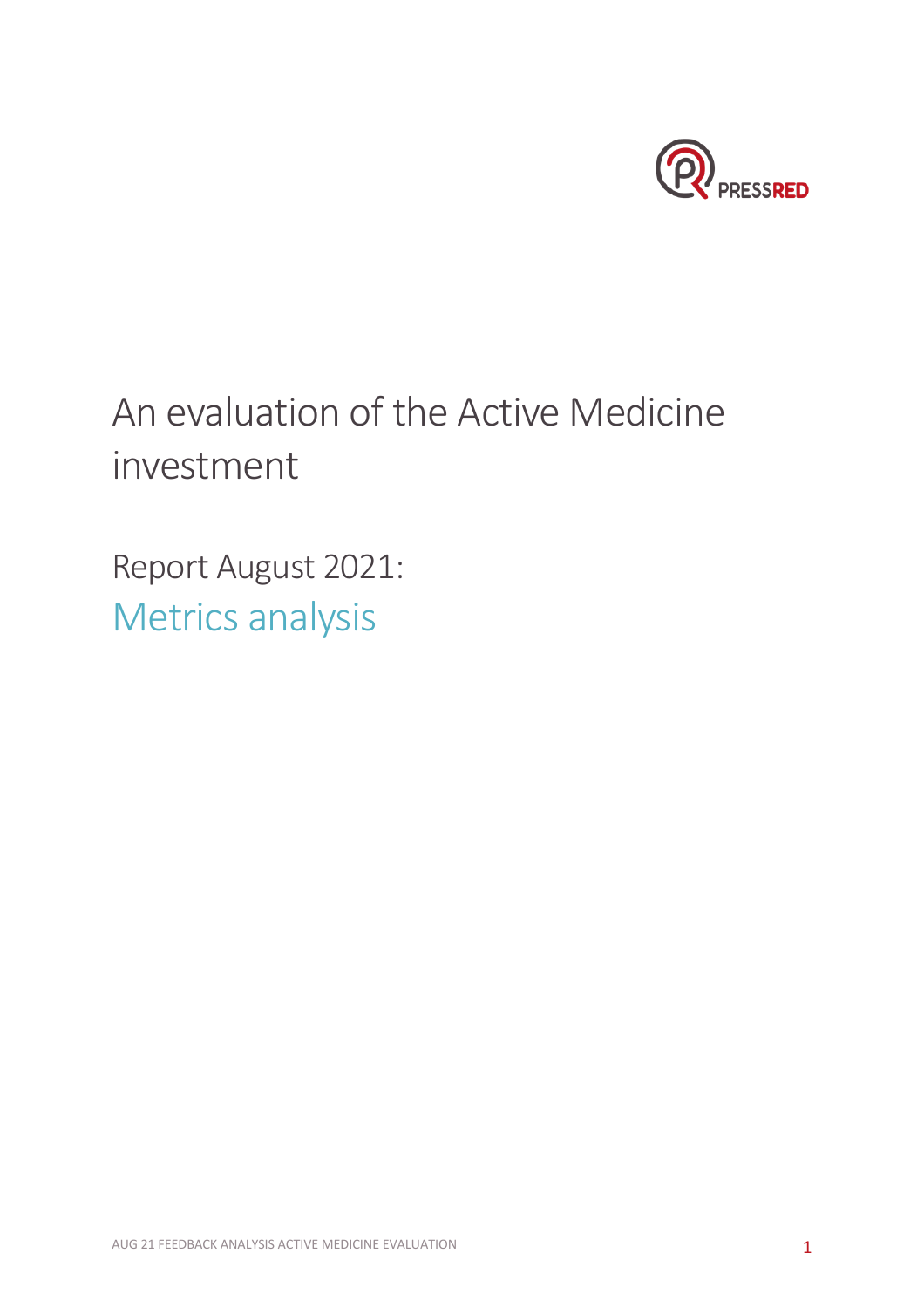PRESSRED

# An evaluation of the Active Medicine investment

## Report August 2021: Metrics analysis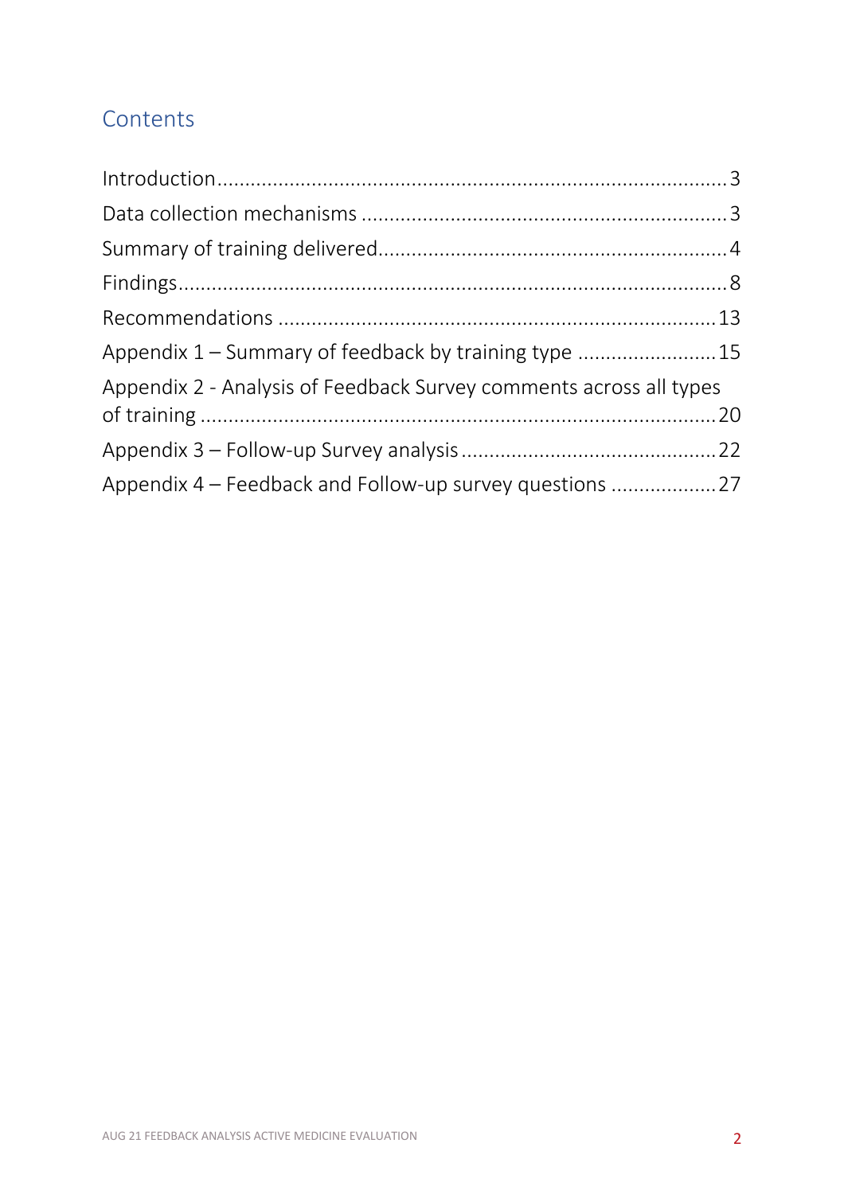## Contents

Introduction......................................................................................3

Data collection mechanisms ...............................................................3

Summary of training delivered............................................................4

Findings.............................................................................................8

Recommendations ............................................................................13

Appendix 1 – Summary of feedback by training type .........................15

Appendix 2 - Analysis of Feedback Survey comments across all types of training .....................................................................................20

Appendix 3 – Follow-up Survey analysis............................................22

Appendix 4 – Feedback and Follow-up survey questions ...................27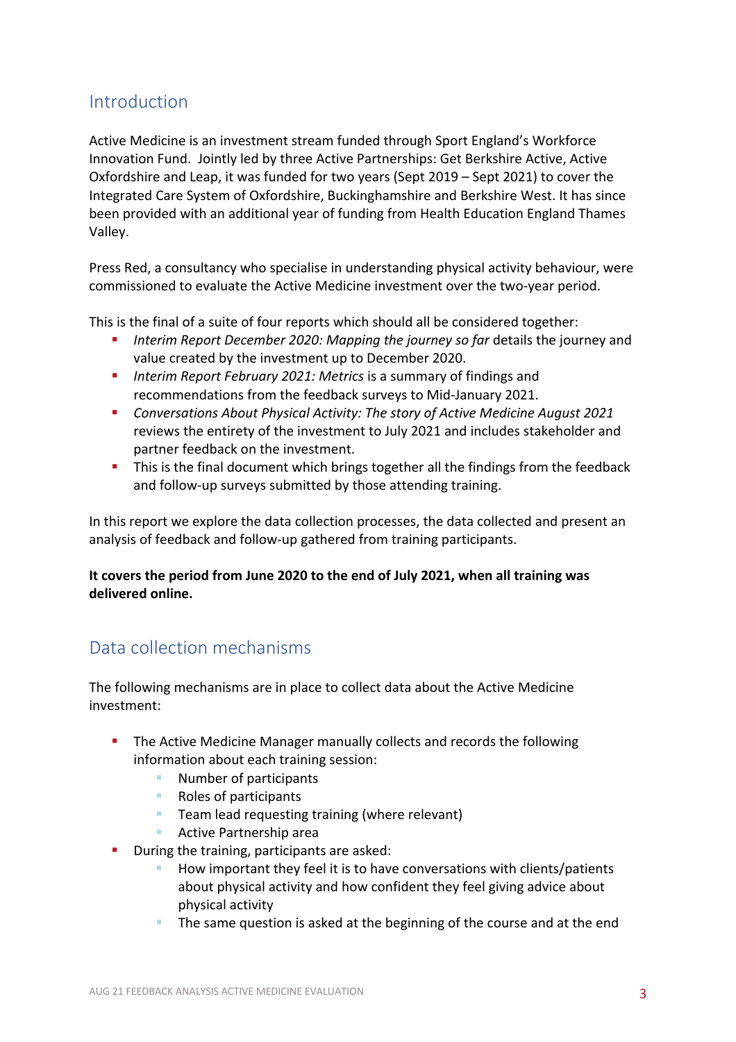## Introduction

Active Medicine is an investment stream funded through Sport England's Workforce Innovation Fund. Jointly led by three Active Partnerships: Get Berkshire Active, Active Oxfordshire and Leap, it was funded for two years (Sept 2019 – Sept 2021) to cover the Integrated Care System of Oxfordshire, Buckinghamshire and Berkshire West. It has since been provided with an additional year of funding from Health Education England Thames Valley.

Press Red, a consultancy who specialise in understanding physical activity behaviour, were commissioned to evaluate the Active Medicine investment over the two-year period.

This is the final of a suite of four reports which should all be considered together:

- *Interim Report December 2020: Mapping the journey so far* details the journey and value created by the investment up to December 2020.
- *Interim Report February 2021: Metrics* is a summary of findings and recommendations from the feedback surveys to Mid-January 2021.
- *Conversations About Physical Activity: The story of Active Medicine August 2021* reviews the entirety of the investment to July 2021 and includes stakeholder and partner feedback on the investment.
- This is the final document which brings together all the findings from the feedback and follow-up surveys submitted by those attending training.

In this report we explore the data collection processes, the data collected and present an analysis of feedback and follow-up gathered from training participants.

**It covers the period from June 2020 to the end of July 2021, when all training was delivered online.**

## Data collection mechanisms

The following mechanisms are in place to collect data about the Active Medicine investment:

- The Active Medicine Manager manually collects and records the following information about each training session:
  - Number of participants
  - Roles of participants
  - Team lead requesting training (where relevant)
  - Active Partnership area
- During the training, participants are asked:
  - How important they feel it is to have conversations with clients/patients about physical activity and how confident they feel giving advice about physical activity
  - The same question is asked at the beginning of the course and at the end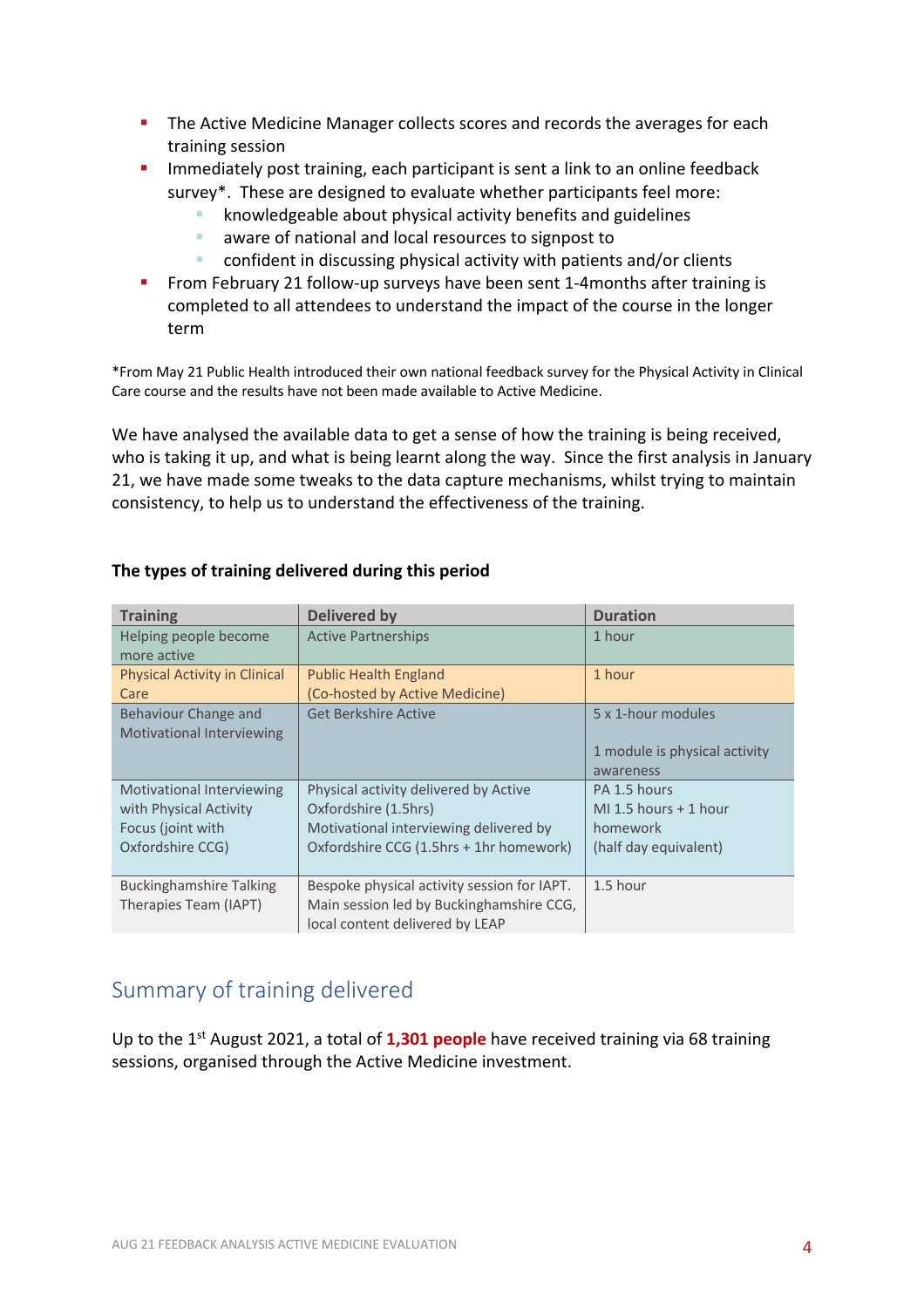- The Active Medicine Manager collects scores and records the averages for each training session
- Immediately post training, each participant is sent a link to an online feedback survey*. These are designed to evaluate whether participants feel more:
  - knowledgeable about physical activity benefits and guidelines
  - aware of national and local resources to signpost to
  - confident in discussing physical activity with patients and/or clients
- From February 21 follow-up surveys have been sent 1-4months after training is completed to all attendees to understand the impact of the course in the longer term

*From May 21 Public Health introduced their own national feedback survey for the Physical Activity in Clinical Care course and the results have not been made available to Active Medicine.

We have analysed the available data to get a sense of how the training is being received, who is taking it up, and what is being learnt along the way. Since the first analysis in January 21, we have made some tweaks to the data capture mechanisms, whilst trying to maintain consistency, to help us to understand the effectiveness of the training.

**The types of training delivered during this period**

| Training | Delivered by | Duration |
|---|---|---|
| Helping people become more active | Active Partnerships | 1 hour |
| Physical Activity in Clinical Care | Public Health England (Co-hosted by Active Medicine) | 1 hour |
| Behaviour Change and Motivational Interviewing | Get Berkshire Active | 5 x 1-hour modules<br><br>1 module is physical activity awareness |
| Motivational Interviewing with Physical Activity Focus (joint with Oxfordshire CCG) | Physical activity delivered by Active Oxfordshire (1.5hrs)<br>Motivational interviewing delivered by Oxfordshire CCG (1.5hrs + 1hr homework) | PA 1.5 hours<br>MI 1.5 hours + 1 hour homework<br>(half day equivalent) |
| Buckinghamshire Talking Therapies Team (IAPT) | Bespoke physical activity session for IAPT. Main session led by Buckinghamshire CCG, local content delivered by LEAP | 1.5 hour |

## Summary of training delivered

Up to the 1st August 2021, a total of **1,301 people** have received training via 68 training sessions, organised through the Active Medicine investment.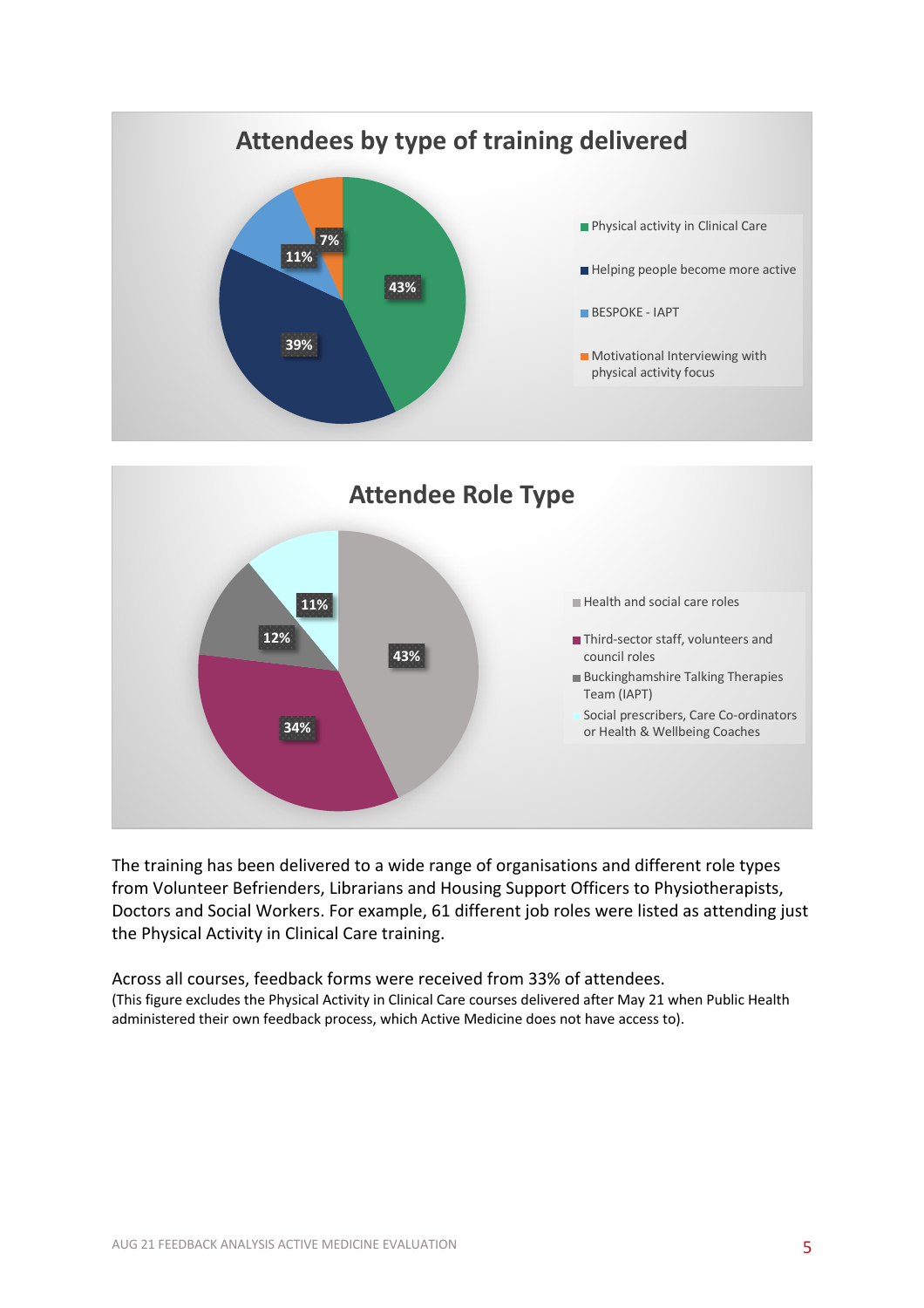## Attendees by type of training delivered

| Type of training | Percentage |
|---|---|
| Physical activity in Clinical Care | 43% |
| Helping people become more active | 39% |
| BESPOKE - IAPT | 11% |
| Motivational Interviewing with physical activity focus | 7% |

## Attendee Role Type

| Role type | Percentage |
|---|---|
| Health and social care roles | 43% |
| Third-sector staff, volunteers and council roles | 34% |
| Buckinghamshire Talking Therapies Team (IAPT) | 12% |
| Social prescribers, Care Co-ordinators or Health & Wellbeing Coaches | 11% |

The training has been delivered to a wide range of organisations and different role types from Volunteer Befrienders, Librarians and Housing Support Officers to Physiotherapists, Doctors and Social Workers. For example, 61 different job roles were listed as attending just the Physical Activity in Clinical Care training.

Across all courses, feedback forms were received from 33% of attendees.
(This figure excludes the Physical Activity in Clinical Care courses delivered after May 21 when Public Health administered their own feedback process, which Active Medicine does not have access to).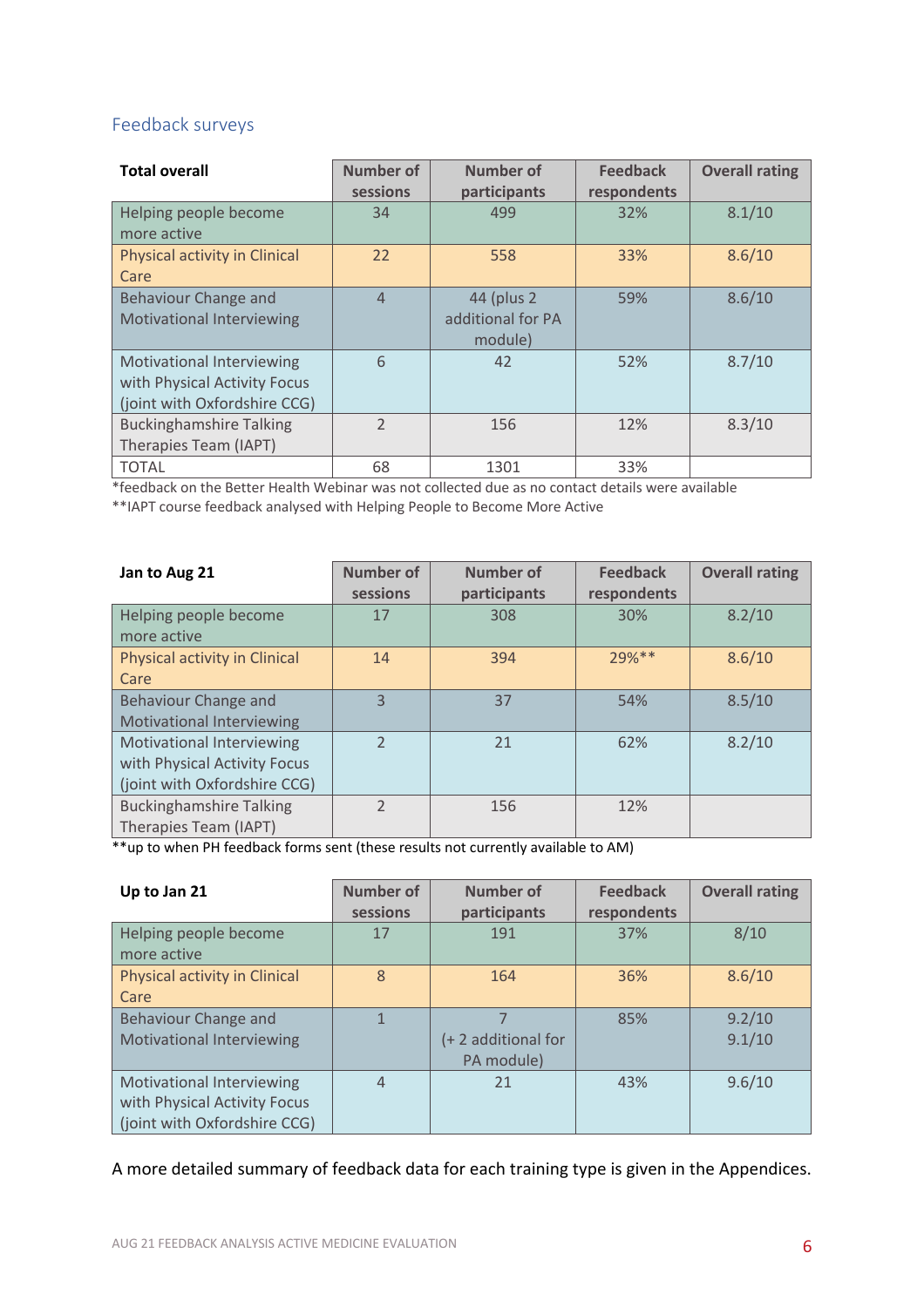## Feedback surveys

| Total overall | Number of sessions | Number of participants | Feedback respondents | Overall rating |
|---|---|---|---|---|
| Helping people become more active | 34 | 499 | 32% | 8.1/10 |
| Physical activity in Clinical Care | 22 | 558 | 33% | 8.6/10 |
| Behaviour Change and Motivational Interviewing | 4 | 44 (plus 2 additional for PA module) | 59% | 8.6/10 |
| Motivational Interviewing with Physical Activity Focus (joint with Oxfordshire CCG) | 6 | 42 | 52% | 8.7/10 |
| Buckinghamshire Talking Therapies Team (IAPT) | 2 | 156 | 12% | 8.3/10 |
| TOTAL | 68 | 1301 | 33% | |

*feedback on the Better Health Webinar was not collected due as no contact details were available

**IAPT course feedback analysed with Helping People to Become More Active

| Jan to Aug 21 | Number of sessions | Number of participants | Feedback respondents | Overall rating |
|---|---|---|---|---|
| Helping people become more active | 17 | 308 | 30% | 8.2/10 |
| Physical activity in Clinical Care | 14 | 394 | 29%** | 8.6/10 |
| Behaviour Change and Motivational Interviewing | 3 | 37 | 54% | 8.5/10 |
| Motivational Interviewing with Physical Activity Focus (joint with Oxfordshire CCG) | 2 | 21 | 62% | 8.2/10 |
| Buckinghamshire Talking Therapies Team (IAPT) | 2 | 156 | 12% | |

**up to when PH feedback forms sent (these results not currently available to AM)

| Up to Jan 21 | Number of sessions | Number of participants | Feedback respondents | Overall rating |
|---|---|---|---|---|
| Helping people become more active | 17 | 191 | 37% | 8/10 |
| Physical activity in Clinical Care | 8 | 164 | 36% | 8.6/10 |
| Behaviour Change and Motivational Interviewing | 1 | 7 (+ 2 additional for PA module) | 85% | 9.2/10 9.1/10 |
| Motivational Interviewing with Physical Activity Focus (joint with Oxfordshire CCG) | 4 | 21 | 43% | 9.6/10 |

A more detailed summary of feedback data for each training type is given in the Appendices.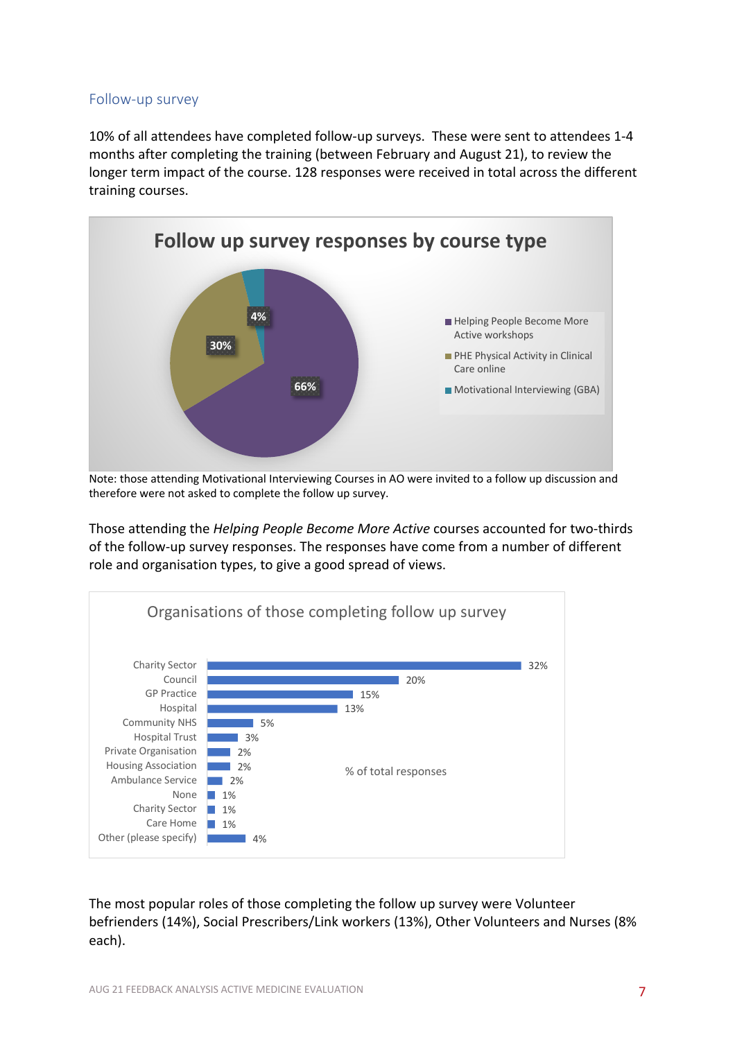## Follow-up survey

10% of all attendees have completed follow-up surveys. These were sent to attendees 1-4 months after completing the training (between February and August 21), to review the longer term impact of the course. 128 responses were received in total across the different training courses.

**Follow up survey responses by course type**

| Course type | % |
|---|---|
| Helping People Become More Active workshops | 66% |
| PHE Physical Activity in Clinical Care online | 30% |
| Motivational Interviewing (GBA) | 4% |

Note: those attending Motivational Interviewing Courses in AO were invited to a follow up discussion and therefore were not asked to complete the follow up survey.

Those attending the *Helping People Become More Active* courses accounted for two-thirds of the follow-up survey responses. The responses have come from a number of different role and organisation types, to give a good spread of views.

**Organisations of those completing follow up survey**

| Organisation | % of total responses |
|---|---|
| Charity Sector | 32% |
| Council | 20% |
| GP Practice | 15% |
| Hospital | 13% |
| Community NHS | 5% |
| Hospital Trust | 3% |
| Private Organisation | 2% |
| Housing Association | 2% |
| Ambulance Service | 2% |
| None | 1% |
| Charity Sector | 1% |
| Care Home | 1% |
| Other (please specify) | 4% |

The most popular roles of those completing the follow up survey were Volunteer befrienders (14%), Social Prescribers/Link workers (13%), Other Volunteers and Nurses (8% each).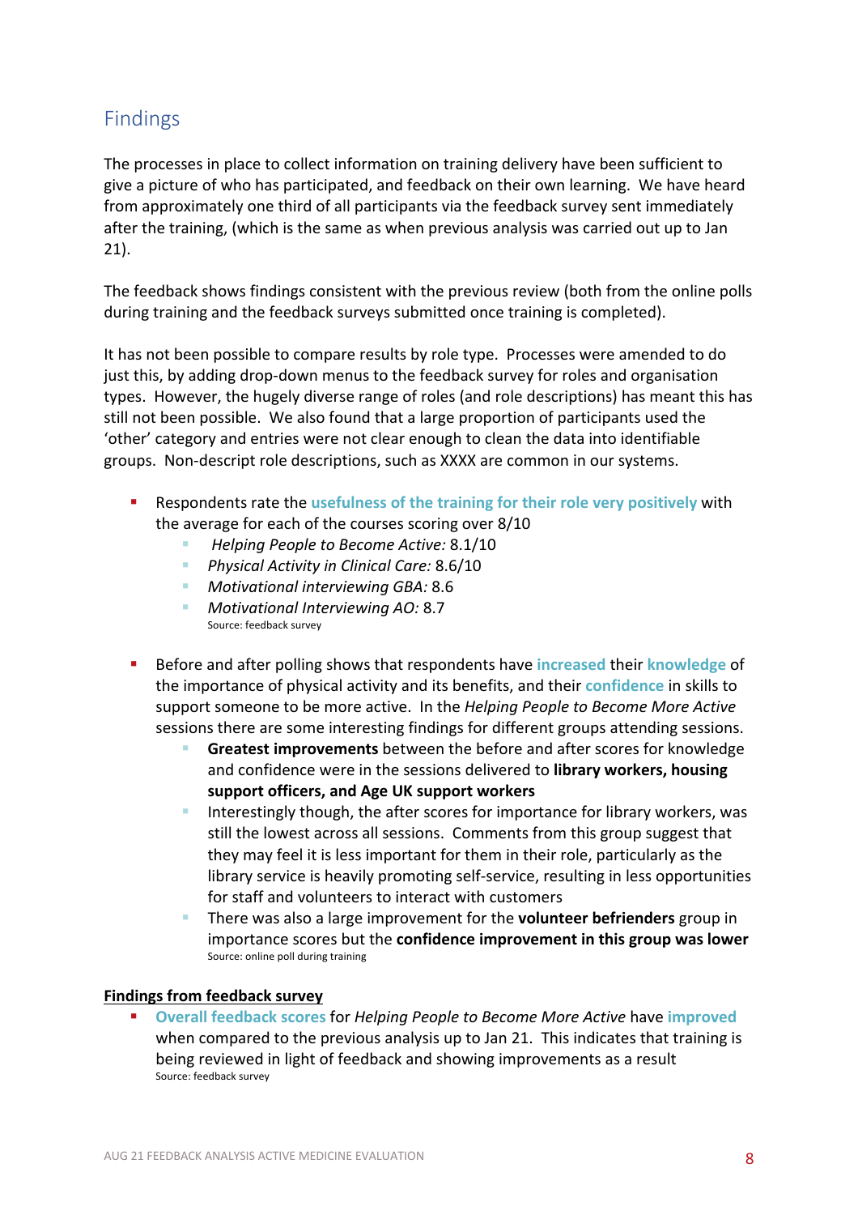## Findings

The processes in place to collect information on training delivery have been sufficient to give a picture of who has participated, and feedback on their own learning. We have heard from approximately one third of all participants via the feedback survey sent immediately after the training, (which is the same as when previous analysis was carried out up to Jan 21).

The feedback shows findings consistent with the previous review (both from the online polls during training and the feedback surveys submitted once training is completed).

It has not been possible to compare results by role type. Processes were amended to do just this, by adding drop-down menus to the feedback survey for roles and organisation types. However, the hugely diverse range of roles (and role descriptions) has meant this has still not been possible. We also found that a large proportion of participants used the 'other' category and entries were not clear enough to clean the data into identifiable groups. Non-descript role descriptions, such as XXXX are common in our systems.

- Respondents rate the **usefulness of the training for their role very positively** with the average for each of the courses scoring over 8/10
  - *Helping People to Become Active:* 8.1/10
  - *Physical Activity in Clinical Care:* 8.6/10
  - *Motivational interviewing GBA:* 8.6
  - *Motivational Interviewing AO:* 8.7

  Source: feedback survey

- Before and after polling shows that respondents have **increased** their **knowledge** of the importance of physical activity and its benefits, and their **confidence** in skills to support someone to be more active. In the *Helping People to Become More Active* sessions there are some interesting findings for different groups attending sessions.
  - **Greatest improvements** between the before and after scores for knowledge and confidence were in the sessions delivered to **library workers, housing support officers, and Age UK support workers**
  - Interestingly though, the after scores for importance for library workers, was still the lowest across all sessions. Comments from this group suggest that they may feel it is less important for them in their role, particularly as the library service is heavily promoting self-service, resulting in less opportunities for staff and volunteers to interact with customers
  - There was also a large improvement for the **volunteer befrienders** group in importance scores but the **confidence improvement in this group was lower**

  Source: online poll during training

**Findings from feedback survey**

- **Overall feedback scores** for *Helping People to Become More Active* have **improved** when compared to the previous analysis up to Jan 21. This indicates that training is being reviewed in light of feedback and showing improvements as a result

  Source: feedback survey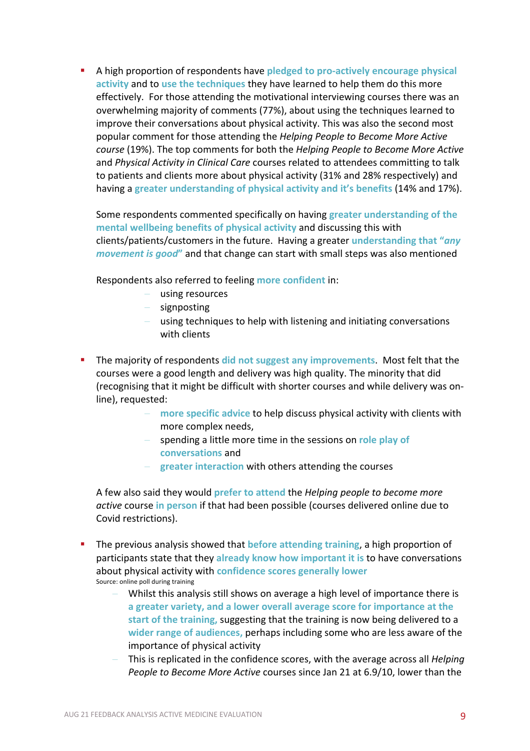- A high proportion of respondents have **pledged to pro-actively encourage physical activity** and to **use the techniques** they have learned to help them do this more effectively. For those attending the motivational interviewing courses there was an overwhelming majority of comments (77%), about using the techniques learned to improve their conversations about physical activity. This was also the second most popular comment for those attending the *Helping People to Become More Active course* (19%). The top comments for both the *Helping People to Become More Active* and *Physical Activity in Clinical Care* courses related to attendees committing to talk to patients and clients more about physical activity (31% and 28% respectively) and having a **greater understanding of physical activity and it's benefits** (14% and 17%).

  Some respondents commented specifically on having **greater understanding of the mental wellbeing benefits of physical activity** and discussing this with clients/patients/customers in the future. Having a greater **understanding that "*any movement is good*"** and that change can start with small steps was also mentioned

  Respondents also referred to feeling **more confident** in:

  - using resources
  - signposting
  - using techniques to help with listening and initiating conversations with clients

- The majority of respondents **did not suggest any improvements**. Most felt that the courses were a good length and delivery was high quality. The minority that did (recognising that it might be difficult with shorter courses and while delivery was on-line), requested:

  - **more specific advice** to help discuss physical activity with clients with more complex needs,
  - spending a little more time in the sessions on **role play of conversations** and
  - **greater interaction** with others attending the courses

  A few also said they would **prefer to attend** the *Helping people to become more active* course **in person** if that had been possible (courses delivered online due to Covid restrictions).

- The previous analysis showed that **before attending training**, a high proportion of participants state that they **already know how important it is** to have conversations about physical activity with **confidence scores generally lower**

  Source: online poll during training

  - Whilst this analysis still shows on average a high level of importance there is **a greater variety, and a lower overall average score for importance at the start of the training,** suggesting that the training is now being delivered to a **wider range of audiences,** perhaps including some who are less aware of the importance of physical activity
  - This is replicated in the confidence scores, with the average across all *Helping People to Become More Active* courses since Jan 21 at 6.9/10, lower than the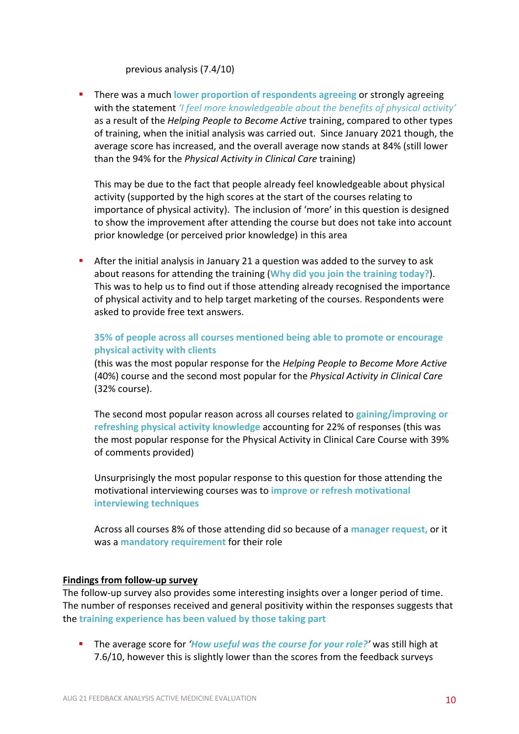previous analysis (7.4/10)

- There was a much **lower proportion of respondents agreeing** or strongly agreeing with the statement *'I feel more knowledgeable about the benefits of physical activity'* as a result of the *Helping People to Become Active* training, compared to other types of training, when the initial analysis was carried out. Since January 2021 though, the average score has increased, and the overall average now stands at 84% (still lower than the 94% for the *Physical Activity in Clinical Care* training)

  This may be due to the fact that people already feel knowledgeable about physical activity (supported by the high scores at the start of the courses relating to importance of physical activity). The inclusion of 'more' in this question is designed to show the improvement after attending the course but does not take into account prior knowledge (or perceived prior knowledge) in this area

- After the initial analysis in January 21 a question was added to the survey to ask about reasons for attending the training (**Why did you join the training today?**). This was to help us to find out if those attending already recognised the importance of physical activity and to help target marketing of the courses. Respondents were asked to provide free text answers.

  **35% of people across all courses mentioned being able to promote or encourage physical activity with clients**
  (this was the most popular response for the *Helping People to Become More Active* (40%) course and the second most popular for the *Physical Activity in Clinical Care* (32% course).

  The second most popular reason across all courses related to **gaining/improving or refreshing physical activity knowledge** accounting for 22% of responses (this was the most popular response for the Physical Activity in Clinical Care Course with 39% of comments provided)

  Unsurprisingly the most popular response to this question for those attending the motivational interviewing courses was to **improve or refresh motivational interviewing techniques**

  Across all courses 8% of those attending did so because of a **manager request,** or it was a **mandatory requirement** for their role

**Findings from follow-up survey**

The follow-up survey also provides some interesting insights over a longer period of time. The number of responses received and general positivity within the responses suggests that the **training experience has been valued by those taking part**

- The average score for ***'How useful was the course for your role?'*** was still high at 7.6/10, however this is slightly lower than the scores from the feedback surveys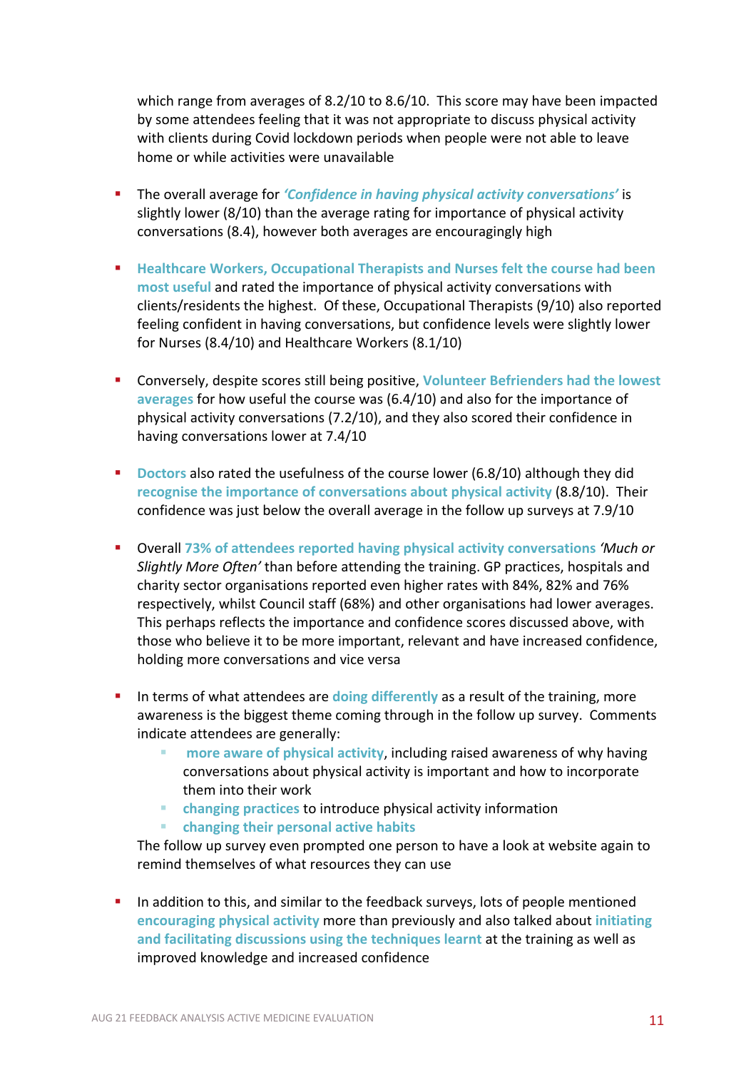which range from averages of 8.2/10 to 8.6/10. This score may have been impacted by some attendees feeling that it was not appropriate to discuss physical activity with clients during Covid lockdown periods when people were not able to leave home or while activities were unavailable

- The overall average for ***'Confidence in having physical activity conversations'*** is slightly lower (8/10) than the average rating for importance of physical activity conversations (8.4), however both averages are encouragingly high

- **Healthcare Workers, Occupational Therapists and Nurses felt the course had been most useful** and rated the importance of physical activity conversations with clients/residents the highest. Of these, Occupational Therapists (9/10) also reported feeling confident in having conversations, but confidence levels were slightly lower for Nurses (8.4/10) and Healthcare Workers (8.1/10)

- Conversely, despite scores still being positive, **Volunteer Befrienders had the lowest averages** for how useful the course was (6.4/10) and also for the importance of physical activity conversations (7.2/10), and they also scored their confidence in having conversations lower at 7.4/10

- **Doctors** also rated the usefulness of the course lower (6.8/10) although they did **recognise the importance of conversations about physical activity** (8.8/10). Their confidence was just below the overall average in the follow up surveys at 7.9/10

- Overall **73% of attendees reported having physical activity conversations** *'Much or Slightly More Often'* than before attending the training. GP practices, hospitals and charity sector organisations reported even higher rates with 84%, 82% and 76% respectively, whilst Council staff (68%) and other organisations had lower averages. This perhaps reflects the importance and confidence scores discussed above, with those who believe it to be more important, relevant and have increased confidence, holding more conversations and vice versa

- In terms of what attendees are **doing differently** as a result of the training, more awareness is the biggest theme coming through in the follow up survey. Comments indicate attendees are generally:
  - **more aware of physical activity**, including raised awareness of why having conversations about physical activity is important and how to incorporate them into their work
  - **changing practices** to introduce physical activity information
  - **changing their personal active habits**

  The follow up survey even prompted one person to have a look at website again to remind themselves of what resources they can use

- In addition to this, and similar to the feedback surveys, lots of people mentioned **encouraging physical activity** more than previously and also talked about **initiating and facilitating discussions using the techniques learnt** at the training as well as improved knowledge and increased confidence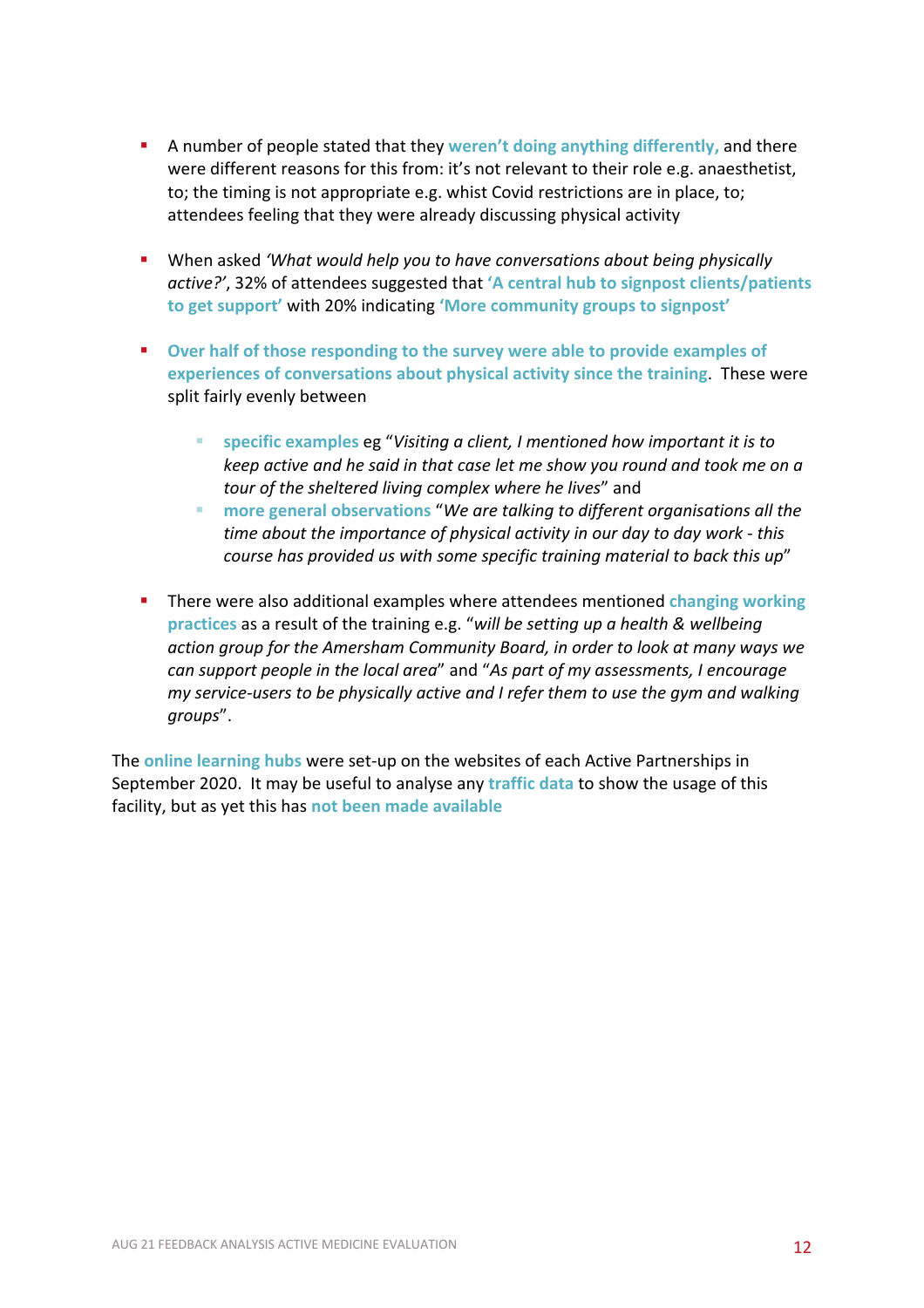- A number of people stated that they **weren't doing anything differently,** and there were different reasons for this from: it's not relevant to their role e.g. anaesthetist, to; the timing is not appropriate e.g. whist Covid restrictions are in place, to; attendees feeling that they were already discussing physical activity

- When asked *'What would help you to have conversations about being physically active?'*, 32% of attendees suggested that **'A central hub to signpost clients/patients to get support'** with 20% indicating **'More community groups to signpost'**

- **Over half of those responding to the survey were able to provide examples of experiences of conversations about physical activity since the training**. These were split fairly evenly between

  - **specific examples** eg "*Visiting a client, I mentioned how important it is to keep active and he said in that case let me show you round and took me on a tour of the sheltered living complex where he lives*" and
  - **more general observations** "*We are talking to different organisations all the time about the importance of physical activity in our day to day work - this course has provided us with some specific training material to back this up*"

- There were also additional examples where attendees mentioned **changing working practices** as a result of the training e.g. "*will be setting up a health & wellbeing action group for the Amersham Community Board, in order to look at many ways we can support people in the local area*" and "*As part of my assessments, I encourage my service-users to be physically active and I refer them to use the gym and walking groups*".

The **online learning hubs** were set-up on the websites of each Active Partnerships in September 2020. It may be useful to analyse any **traffic data** to show the usage of this facility, but as yet this has **not been made available**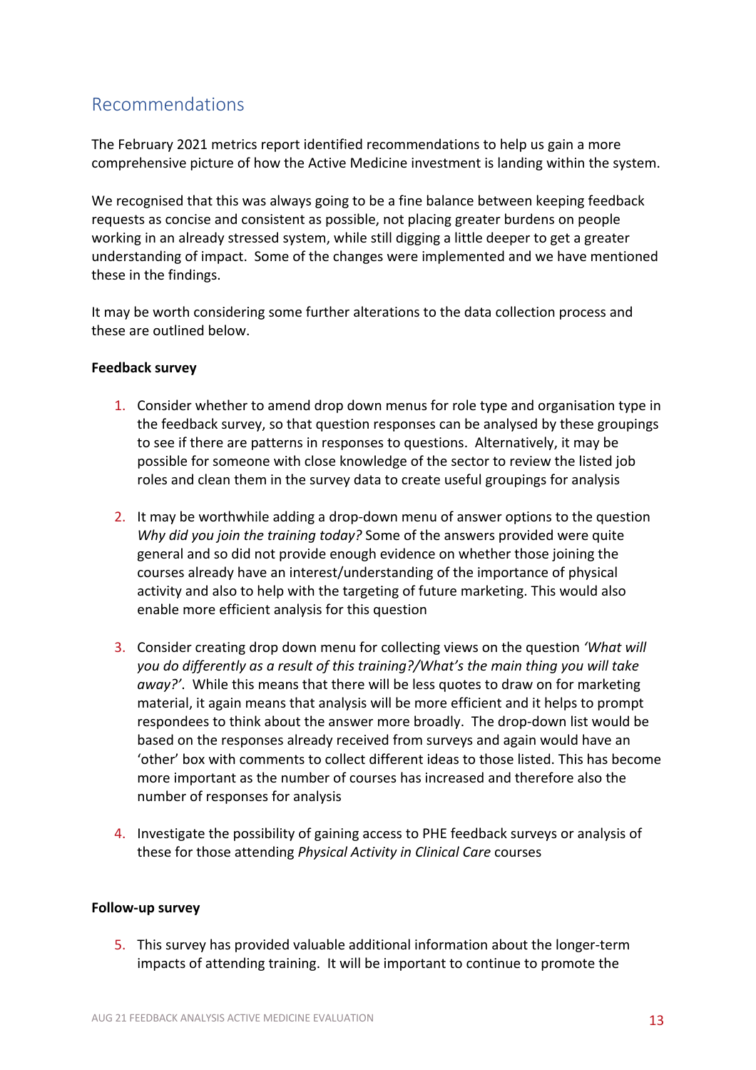## Recommendations

The February 2021 metrics report identified recommendations to help us gain a more comprehensive picture of how the Active Medicine investment is landing within the system.

We recognised that this was always going to be a fine balance between keeping feedback requests as concise and consistent as possible, not placing greater burdens on people working in an already stressed system, while still digging a little deeper to get a greater understanding of impact. Some of the changes were implemented and we have mentioned these in the findings.

It may be worth considering some further alterations to the data collection process and these are outlined below.

**Feedback survey**

1. Consider whether to amend drop down menus for role type and organisation type in the feedback survey, so that question responses can be analysed by these groupings to see if there are patterns in responses to questions. Alternatively, it may be possible for someone with close knowledge of the sector to review the listed job roles and clean them in the survey data to create useful groupings for analysis

2. It may be worthwhile adding a drop-down menu of answer options to the question *Why did you join the training today?* Some of the answers provided were quite general and so did not provide enough evidence on whether those joining the courses already have an interest/understanding of the importance of physical activity and also to help with the targeting of future marketing. This would also enable more efficient analysis for this question

3. Consider creating drop down menu for collecting views on the question *'What will you do differently as a result of this training?/What's the main thing you will take away?'*. While this means that there will be less quotes to draw on for marketing material, it again means that analysis will be more efficient and it helps to prompt respondees to think about the answer more broadly. The drop-down list would be based on the responses already received from surveys and again would have an 'other' box with comments to collect different ideas to those listed. This has become more important as the number of courses has increased and therefore also the number of responses for analysis

4. Investigate the possibility of gaining access to PHE feedback surveys or analysis of these for those attending *Physical Activity in Clinical Care* courses

**Follow-up survey**

5. This survey has provided valuable additional information about the longer-term impacts of attending training. It will be important to continue to promote the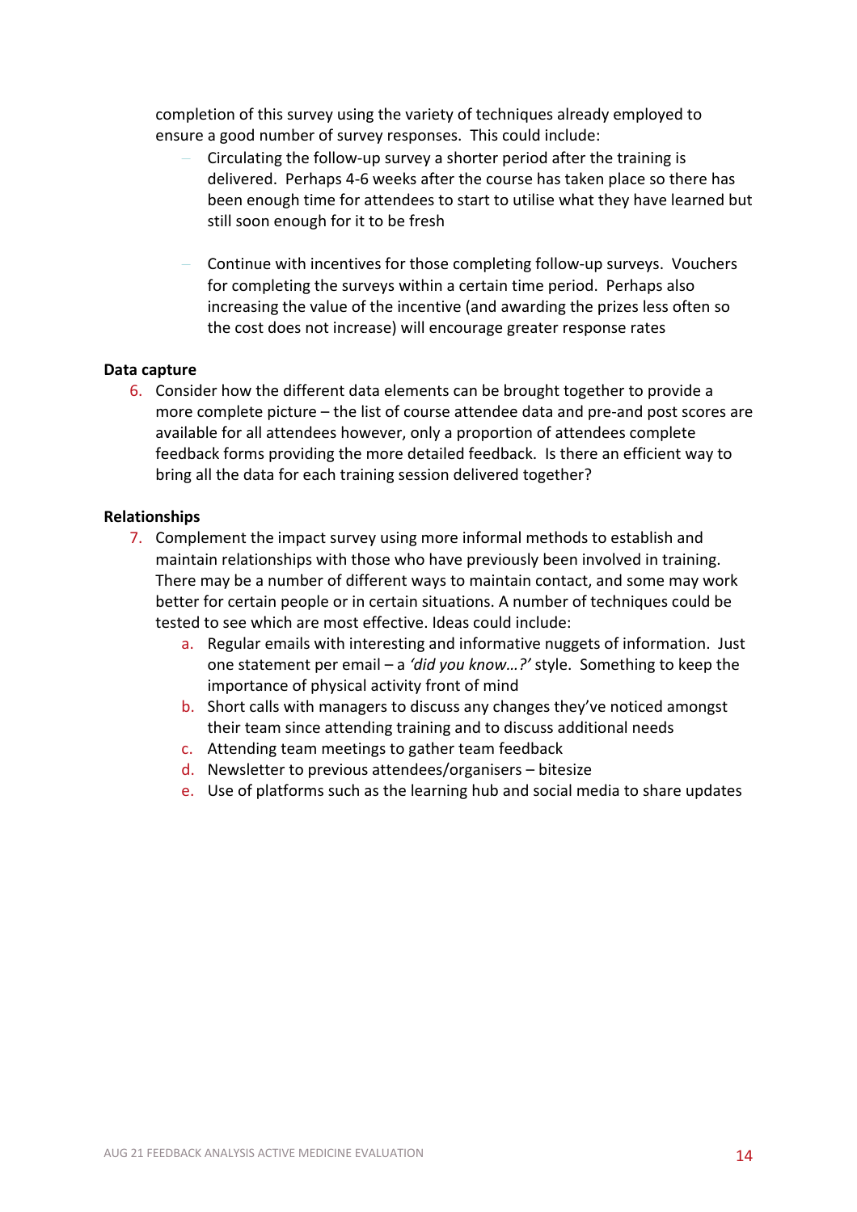completion of this survey using the variety of techniques already employed to ensure a good number of survey responses. This could include:

- Circulating the follow-up survey a shorter period after the training is delivered. Perhaps 4-6 weeks after the course has taken place so there has been enough time for attendees to start to utilise what they have learned but still soon enough for it to be fresh

- Continue with incentives for those completing follow-up surveys. Vouchers for completing the surveys within a certain time period. Perhaps also increasing the value of the incentive (and awarding the prizes less often so the cost does not increase) will encourage greater response rates

**Data capture**

6. Consider how the different data elements can be brought together to provide a more complete picture – the list of course attendee data and pre-and post scores are available for all attendees however, only a proportion of attendees complete feedback forms providing the more detailed feedback. Is there an efficient way to bring all the data for each training session delivered together?

**Relationships**

7. Complement the impact survey using more informal methods to establish and maintain relationships with those who have previously been involved in training. There may be a number of different ways to maintain contact, and some may work better for certain people or in certain situations. A number of techniques could be tested to see which are most effective. Ideas could include:
   a. Regular emails with interesting and informative nuggets of information. Just one statement per email – a *'did you know…?'* style. Something to keep the importance of physical activity front of mind
   b. Short calls with managers to discuss any changes they've noticed amongst their team since attending training and to discuss additional needs
   c. Attending team meetings to gather team feedback
   d. Newsletter to previous attendees/organisers – bitesize
   e. Use of platforms such as the learning hub and social media to share updates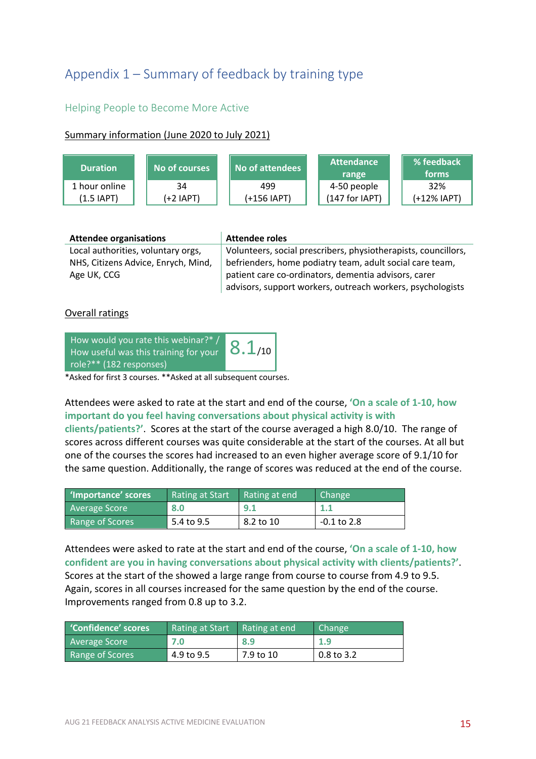# Appendix 1 – Summary of feedback by training type

## Helping People to Become More Active

Summary information (June 2020 to July 2021)

| Duration | No of courses | No of attendees | Attendance range | % feedback forms |
|---|---|---|---|---|
| 1 hour online (1.5 IAPT) | 34 (+2 IAPT) | 499 (+156 IAPT) | 4-50 people (147 for IAPT) | 32% (+12% IAPT) |

| Attendee organisations | Attendee roles |
|---|---|
| Local authorities, voluntary orgs, NHS, Citizens Advice, Enrych, Mind, Age UK, CCG | Volunteers, social prescribers, physiotherapists, councillors, befrienders, home podiatry team, adult social care team, patient care co-ordinators, dementia advisors, carer advisors, support workers, outreach workers, psychologists |

Overall ratings

| How would you rate this webinar?* / How useful was this training for your role?** (182 responses) | 8.1/10 |
|---|---|

*Asked for first 3 courses. **Asked at all subsequent courses.

Attendees were asked to rate at the start and end of the course, **'On a scale of 1-10, how important do you feel having conversations about physical activity is with clients/patients?'**. Scores at the start of the course averaged a high 8.0/10. The range of scores across different courses was quite considerable at the start of the courses. At all but one of the courses the scores had increased to an even higher average score of 9.1/10 for the same question. Additionally, the range of scores was reduced at the end of the course.

| 'Importance' scores | Rating at Start | Rating at end | Change |
|---|---|---|---|
| Average Score | **8.0** | **9.1** | **1.1** |
| Range of Scores | 5.4 to 9.5 | 8.2 to 10 | -0.1 to 2.8 |

Attendees were asked to rate at the start and end of the course, **'On a scale of 1-10, how confident are you in having conversations about physical activity with clients/patients?'**. Scores at the start of the showed a large range from course to course from 4.9 to 9.5. Again, scores in all courses increased for the same question by the end of the course. Improvements ranged from 0.8 up to 3.2.

| 'Confidence' scores | Rating at Start | Rating at end | Change |
|---|---|---|---|
| Average Score | **7.0** | **8.9** | **1.9** |
| Range of Scores | 4.9 to 9.5 | 7.9 to 10 | 0.8 to 3.2 |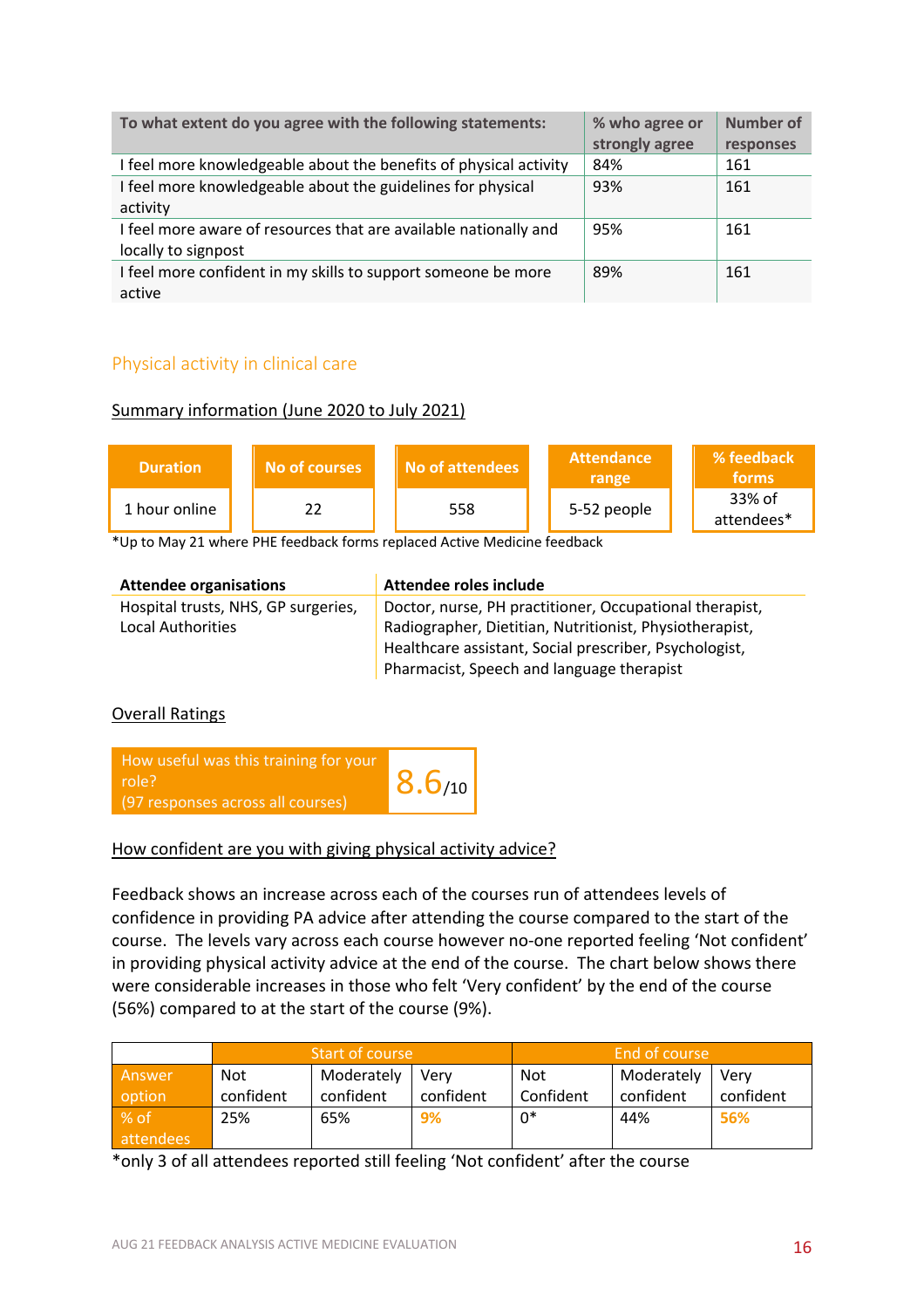| To what extent do you agree with the following statements: | % who agree or strongly agree | Number of responses |
|---|---|---|
| I feel more knowledgeable about the benefits of physical activity | 84% | 161 |
| I feel more knowledgeable about the guidelines for physical activity | 93% | 161 |
| I feel more aware of resources that are available nationally and locally to signpost | 95% | 161 |
| I feel more confident in my skills to support someone be more active | 89% | 161 |

## Physical activity in clinical care

<u>Summary information (June 2020 to July 2021)</u>

| Duration | No of courses | No of attendees | Attendance range | % feedback forms |
|---|---|---|---|---|
| 1 hour online | 22 | 558 | 5-52 people | 33% of attendees* |

*Up to May 21 where PHE feedback forms replaced Active Medicine feedback

| Attendee organisations | Attendee roles include |
|---|---|
| Hospital trusts, NHS, GP surgeries, Local Authorities | Doctor, nurse, PH practitioner, Occupational therapist, Radiographer, Dietitian, Nutritionist, Physiotherapist, Healthcare assistant, Social prescriber, Psychologist, Pharmacist, Speech and language therapist |

<u>Overall Ratings</u>

| How useful was this training for your role? (97 responses across all courses) | 8.6/10 |
|---|---|

<u>How confident are you with giving physical activity advice?</u>

Feedback shows an increase across each of the courses run of attendees levels of confidence in providing PA advice after attending the course compared to the start of the course. The levels vary across each course however no-one reported feeling 'Not confident' in providing physical activity advice at the end of the course. The chart below shows there were considerable increases in those who felt 'Very confident' by the end of the course (56%) compared to at the start of the course (9%).

| | Start of course | | | End of course | | |
|---|---|---|---|---|---|---|
| Answer option | Not confident | Moderately confident | Very confident | Not Confident | Moderately confident | Very confident |
| % of attendees | 25% | 65% | 9% | 0* | 44% | 56% |

*only 3 of all attendees reported still feeling 'Not confident' after the course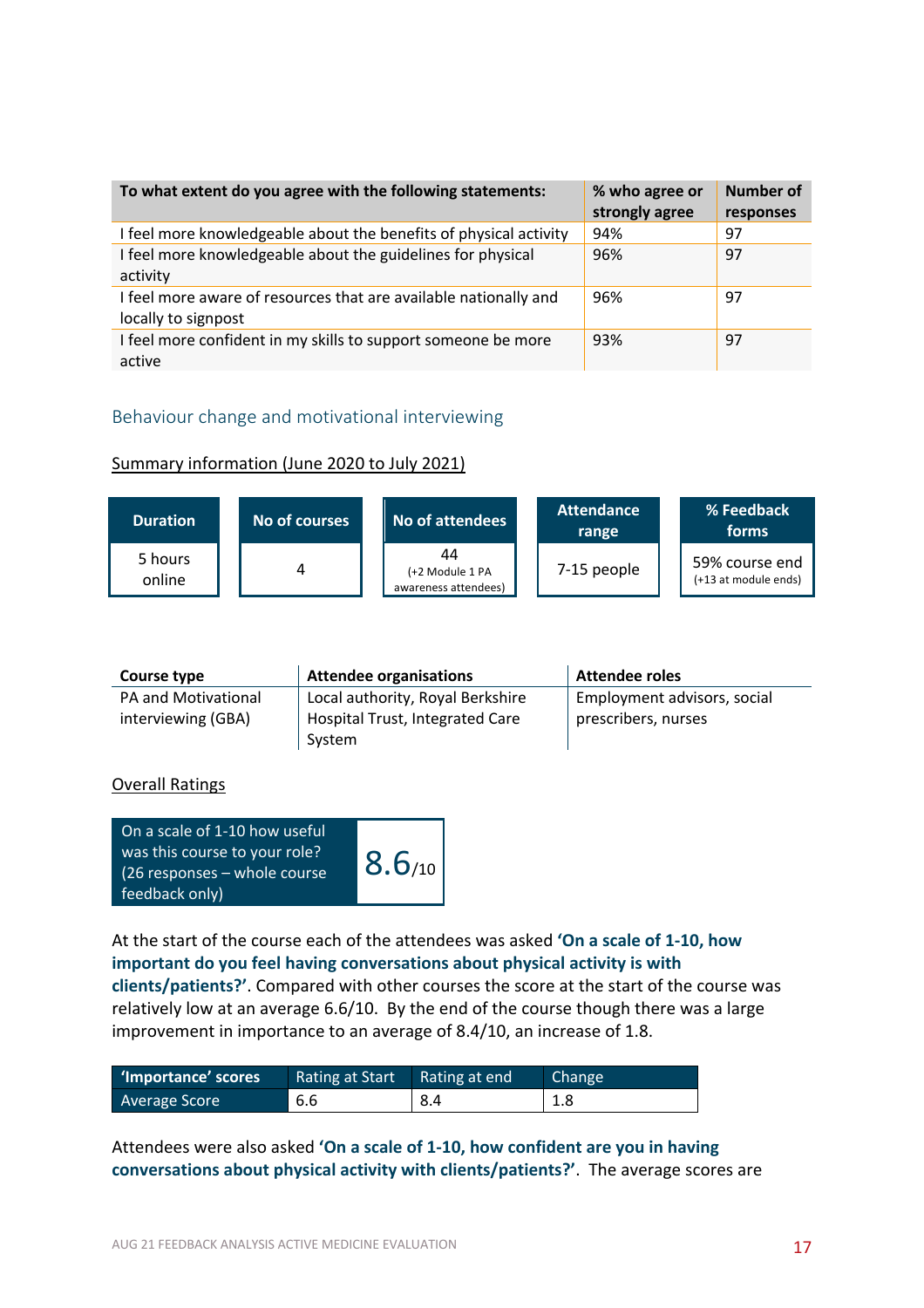| To what extent do you agree with the following statements: | % who agree or strongly agree | Number of responses |
|---|---|---|
| I feel more knowledgeable about the benefits of physical activity | 94% | 97 |
| I feel more knowledgeable about the guidelines for physical activity | 96% | 97 |
| I feel more aware of resources that are available nationally and locally to signpost | 96% | 97 |
| I feel more confident in my skills to support someone be more active | 93% | 97 |

## Behaviour change and motivational interviewing

Summary information (June 2020 to July 2021)

| Duration | No of courses | No of attendees | Attendance range | % Feedback forms |
|---|---|---|---|---|
| 5 hours online | 4 | 44 (+2 Module 1 PA awareness attendees) | 7-15 people | 59% course end (+13 at module ends) |

| Course type | Attendee organisations | Attendee roles |
|---|---|---|
| PA and Motivational interviewing (GBA) | Local authority, Royal Berkshire Hospital Trust, Integrated Care System | Employment advisors, social prescribers, nurses |

Overall Ratings

| On a scale of 1-10 how useful was this course to your role? (26 responses – whole course feedback only) | 8.6/10 |
|---|---|

At the start of the course each of the attendees was asked **'On a scale of 1-10, how important do you feel having conversations about physical activity is with clients/patients?'**. Compared with other courses the score at the start of the course was relatively low at an average 6.6/10. By the end of the course though there was a large improvement in importance to an average of 8.4/10, an increase of 1.8.

| 'Importance' scores | Rating at Start | Rating at end | Change |
|---|---|---|---|
| Average Score | 6.6 | 8.4 | 1.8 |

Attendees were also asked **'On a scale of 1-10, how confident are you in having conversations about physical activity with clients/patients?'**. The average scores are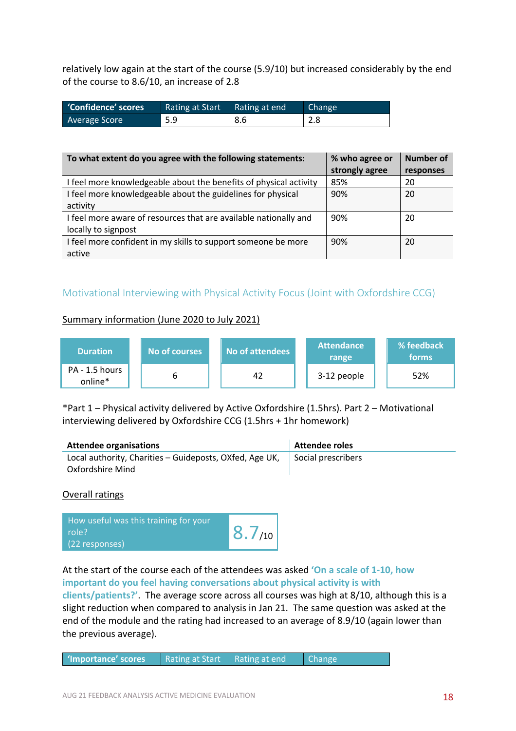relatively low again at the start of the course (5.9/10) but increased considerably by the end of the course to 8.6/10, an increase of 2.8

| 'Confidence' scores | Rating at Start | Rating at end | Change |
|---|---|---|---|
| Average Score | 5.9 | 8.6 | 2.8 |

| To what extent do you agree with the following statements: | % who agree or strongly agree | Number of responses |
|---|---|---|
| I feel more knowledgeable about the benefits of physical activity | 85% | 20 |
| I feel more knowledgeable about the guidelines for physical activity | 90% | 20 |
| I feel more aware of resources that are available nationally and locally to signpost | 90% | 20 |
| I feel more confident in my skills to support someone be more active | 90% | 20 |

### Motivational Interviewing with Physical Activity Focus (Joint with Oxfordshire CCG)

Summary information (June 2020 to July 2021)

| Duration | No of courses | No of attendees | Attendance range | % feedback forms |
|---|---|---|---|---|
| PA - 1.5 hours online* | 6 | 42 | 3-12 people | 52% |

*Part 1 – Physical activity delivered by Active Oxfordshire (1.5hrs). Part 2 – Motivational interviewing delivered by Oxfordshire CCG (1.5hrs + 1hr homework)

| Attendee organisations | Attendee roles |
|---|---|
| Local authority, Charities – Guideposts, OXfed, Age UK, Oxfordshire Mind | Social prescribers |

Overall ratings

| How useful was this training for your role? (22 responses) | 8.7/10 |
|---|---|

At the start of the course each of the attendees was asked **'On a scale of 1-10, how important do you feel having conversations about physical activity is with clients/patients?'**. The average score across all courses was high at 8/10, although this is a slight reduction when compared to analysis in Jan 21. The same question was asked at the end of the module and the rating had increased to an average of 8.9/10 (again lower than the previous average).

| 'Importance' scores | Rating at Start | Rating at end | Change |
|---|---|---|---|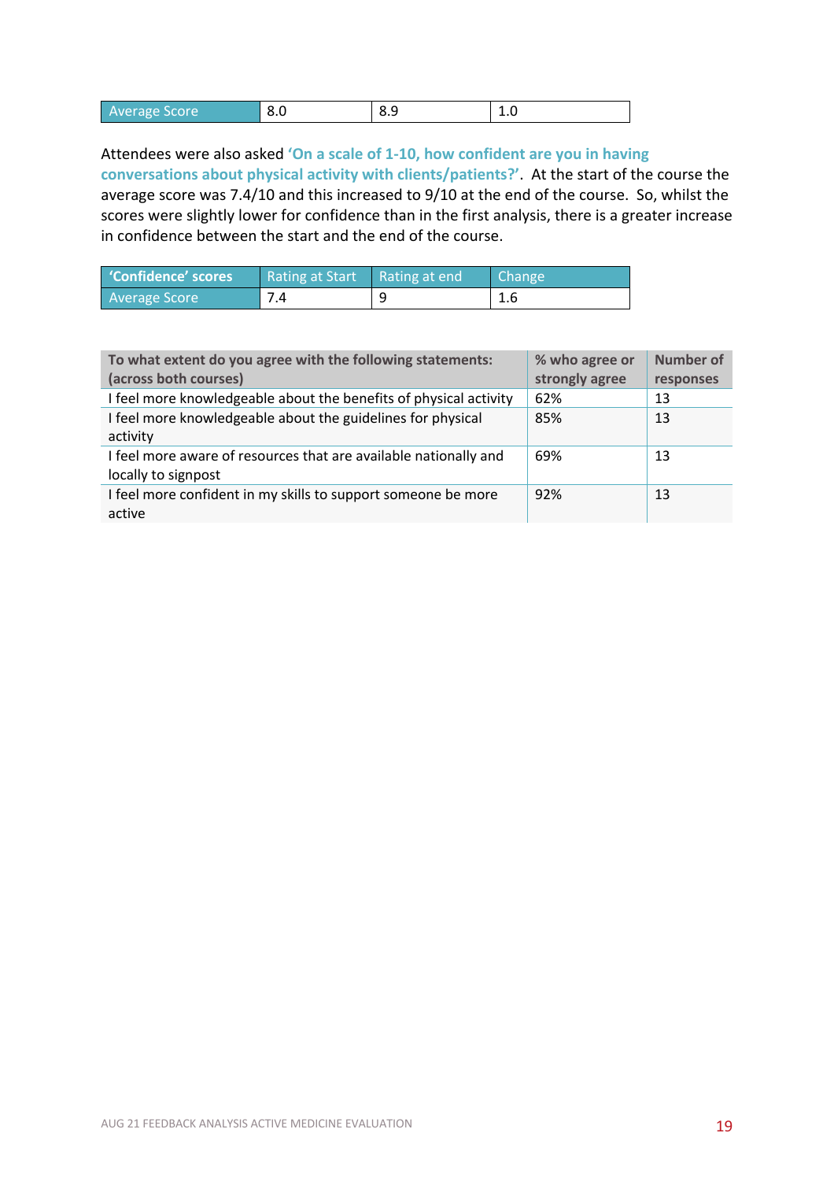| Average Score | 8.0 | 8.9 | 1.0 |
|---|---|---|---|

Attendees were also asked **'On a scale of 1-10, how confident are you in having conversations about physical activity with clients/patients?'**. At the start of the course the average score was 7.4/10 and this increased to 9/10 at the end of the course. So, whilst the scores were slightly lower for confidence than in the first analysis, there is a greater increase in confidence between the start and the end of the course.

| **'Confidence' scores** | Rating at Start | Rating at end | Change |
|---|---|---|---|
| Average Score | 7.4 | 9 | 1.6 |

| **To what extent do you agree with the following statements: (across both courses)** | **% who agree or strongly agree** | **Number of responses** |
|---|---|---|
| I feel more knowledgeable about the benefits of physical activity | 62% | 13 |
| I feel more knowledgeable about the guidelines for physical activity | 85% | 13 |
| I feel more aware of resources that are available nationally and locally to signpost | 69% | 13 |
| I feel more confident in my skills to support someone be more active | 92% | 13 |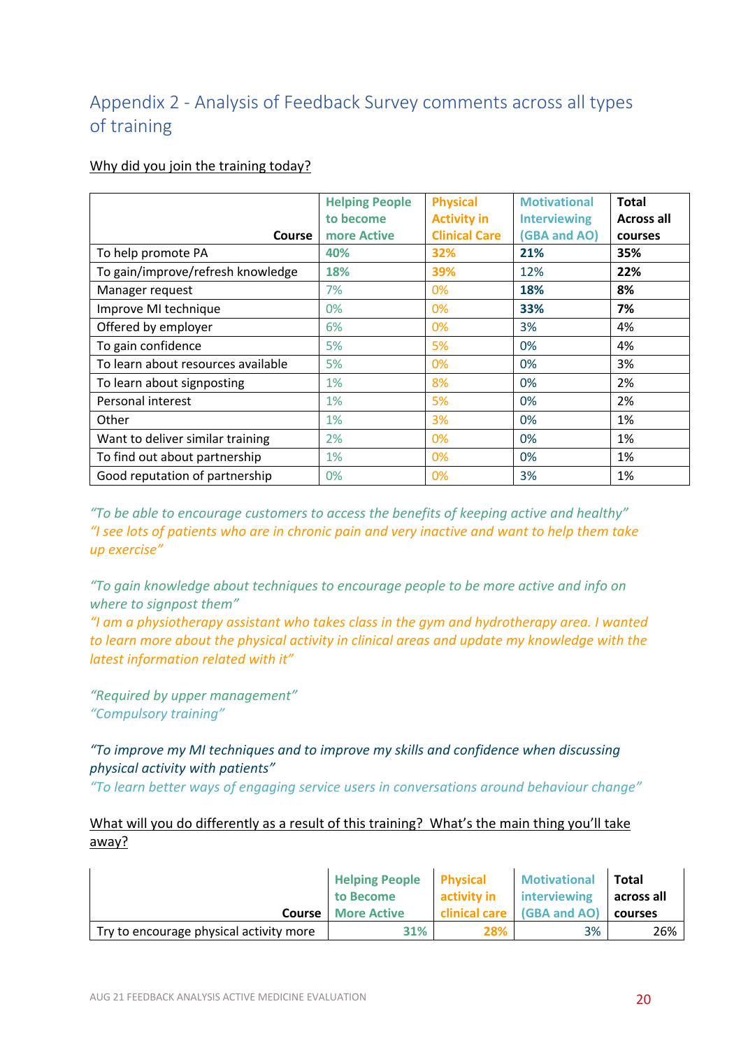## Appendix 2 - Analysis of Feedback Survey comments across all types of training

Why did you join the training today?

| Course | Helping People to become more Active | Physical Activity in Clinical Care | Motivational Interviewing (GBA and AO) | Total Across all courses |
|---|---|---|---|---|
| To help promote PA | **40%** | **32%** | **21%** | **35%** |
| To gain/improve/refresh knowledge | **18%** | **39%** | 12% | **22%** |
| Manager request | 7% | 0% | **18%** | **8%** |
| Improve MI technique | 0% | 0% | **33%** | **7%** |
| Offered by employer | 6% | 0% | 3% | 4% |
| To gain confidence | 5% | 5% | 0% | 4% |
| To learn about resources available | 5% | 0% | 0% | 3% |
| To learn about signposting | 1% | 8% | 0% | 2% |
| Personal interest | 1% | 5% | 0% | 2% |
| Other | 1% | 3% | 0% | 1% |
| Want to deliver similar training | 2% | 0% | 0% | 1% |
| To find out about partnership | 1% | 0% | 0% | 1% |
| Good reputation of partnership | 0% | 0% | 3% | 1% |

*"To be able to encourage customers to access the benefits of keeping active and healthy"*
*"I see lots of patients who are in chronic pain and very inactive and want to help them take up exercise"*

*"To gain knowledge about techniques to encourage people to be more active and info on where to signpost them"*
*"I am a physiotherapy assistant who takes class in the gym and hydrotherapy area. I wanted to learn more about the physical activity in clinical areas and update my knowledge with the latest information related with it"*

*"Required by upper management"*
*"Compulsory training"*

*"To improve my MI techniques and to improve my skills and confidence when discussing physical activity with patients"*
*"To learn better ways of engaging service users in conversations around behaviour change"*

What will you do differently as a result of this training? What's the main thing you'll take away?

| Course | Helping People to Become More Active | Physical activity in clinical care | Motivational interviewing (GBA and AO) | Total across all courses |
|---|---|---|---|---|
| Try to encourage physical activity more | 31% | 28% | 3% | 26% |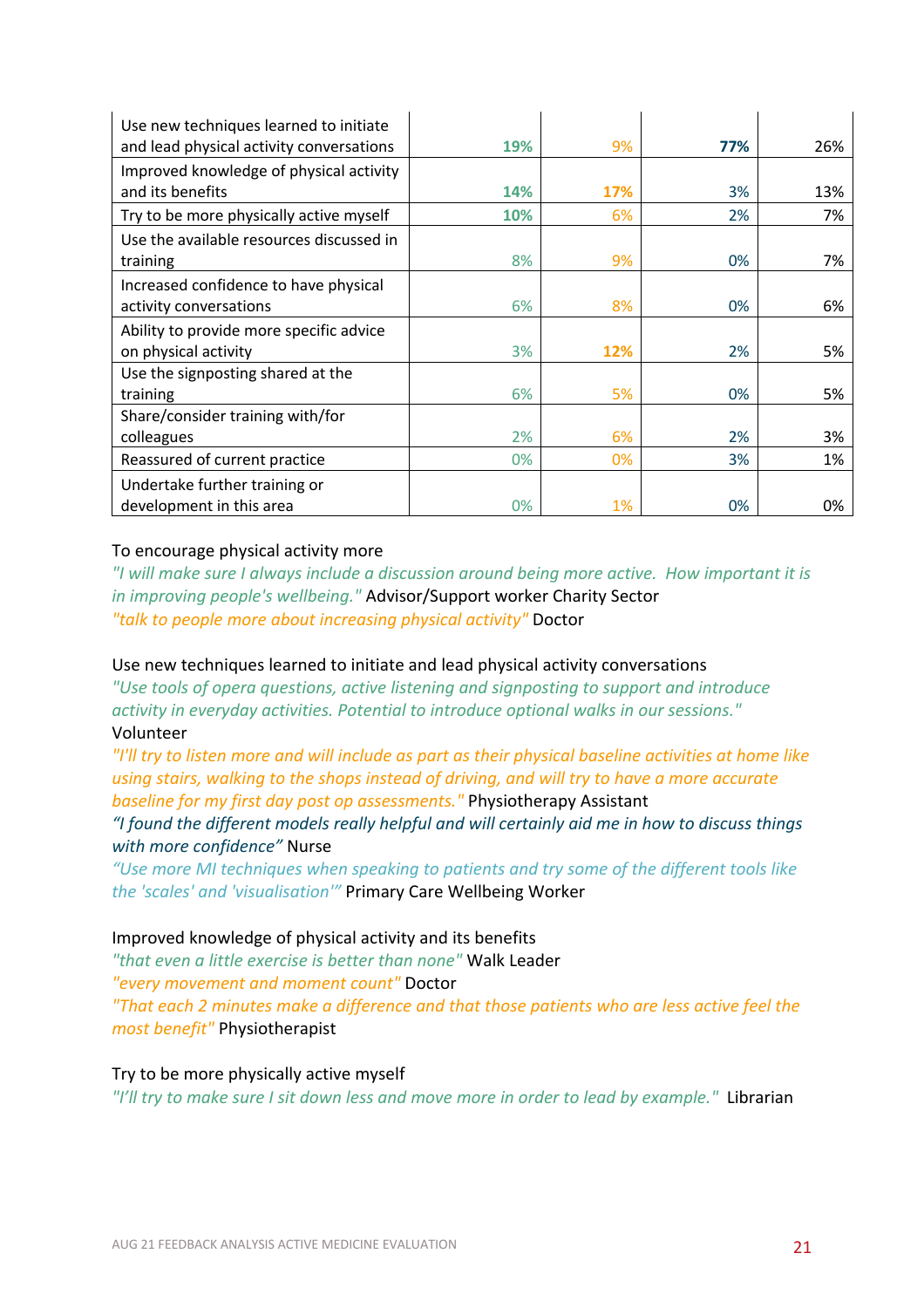| | | | | |
|---|---|---|---|---|
| Use new techniques learned to initiate and lead physical activity conversations | **19%** | 9% | **77%** | 26% |
| Improved knowledge of physical activity and its benefits | **14%** | **17%** | 3% | 13% |
| Try to be more physically active myself | **10%** | 6% | 2% | 7% |
| Use the available resources discussed in training | 8% | 9% | 0% | 7% |
| Increased confidence to have physical activity conversations | 6% | 8% | 0% | 6% |
| Ability to provide more specific advice on physical activity | 3% | **12%** | 2% | 5% |
| Use the signposting shared at the training | 6% | 5% | 0% | 5% |
| Share/consider training with/for colleagues | 2% | 6% | 2% | 3% |
| Reassured of current practice | 0% | 0% | 3% | 1% |
| Undertake further training or development in this area | 0% | 1% | 0% | 0% |

To encourage physical activity more

*"I will make sure I always include a discussion around being more active. How important it is in improving people's wellbeing."* Advisor/Support worker Charity Sector

*"talk to people more about increasing physical activity"* Doctor

Use new techniques learned to initiate and lead physical activity conversations

*"Use tools of opera questions, active listening and signposting to support and introduce activity in everyday activities. Potential to introduce optional walks in our sessions."* Volunteer

*"I'll try to listen more and will include as part as their physical baseline activities at home like using stairs, walking to the shops instead of driving, and will try to have a more accurate baseline for my first day post op assessments."* Physiotherapy Assistant

*"I found the different models really helpful and will certainly aid me in how to discuss things with more confidence"* Nurse

*"Use more MI techniques when speaking to patients and try some of the different tools like the 'scales' and 'visualisation'"* Primary Care Wellbeing Worker

Improved knowledge of physical activity and its benefits

*"that even a little exercise is better than none"* Walk Leader

*"every movement and moment count"* Doctor

*"That each 2 minutes make a difference and that those patients who are less active feel the most benefit"* Physiotherapist

Try to be more physically active myself

*"I'll try to make sure I sit down less and move more in order to lead by example."* Librarian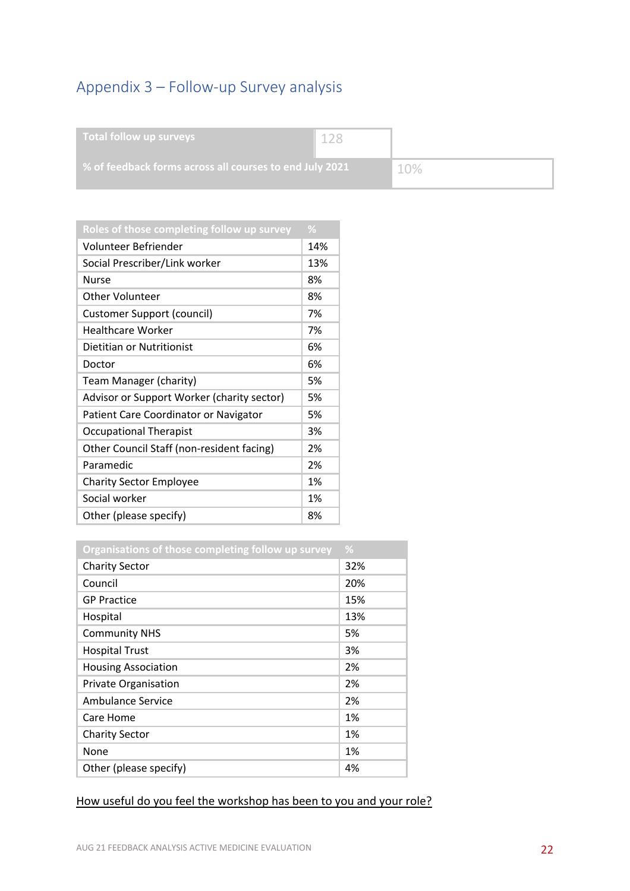## Appendix 3 – Follow-up Survey analysis

| Total follow up surveys | 128 |
|---|---|
| % of feedback forms across all courses to end July 2021 | 10% |

| Roles of those completing follow up survey | % |
|---|---|
| Volunteer Befriender | 14% |
| Social Prescriber/Link worker | 13% |
| Nurse | 8% |
| Other Volunteer | 8% |
| Customer Support (council) | 7% |
| Healthcare Worker | 7% |
| Dietitian or Nutritionist | 6% |
| Doctor | 6% |
| Team Manager (charity) | 5% |
| Advisor or Support Worker (charity sector) | 5% |
| Patient Care Coordinator or Navigator | 5% |
| Occupational Therapist | 3% |
| Other Council Staff (non-resident facing) | 2% |
| Paramedic | 2% |
| Charity Sector Employee | 1% |
| Social worker | 1% |
| Other (please specify) | 8% |

| Organisations of those completing follow up survey | % |
|---|---|
| Charity Sector | 32% |
| Council | 20% |
| GP Practice | 15% |
| Hospital | 13% |
| Community NHS | 5% |
| Hospital Trust | 3% |
| Housing Association | 2% |
| Private Organisation | 2% |
| Ambulance Service | 2% |
| Care Home | 1% |
| Charity Sector | 1% |
| None | 1% |
| Other (please specify) | 4% |

How useful do you feel the workshop has been to you and your role?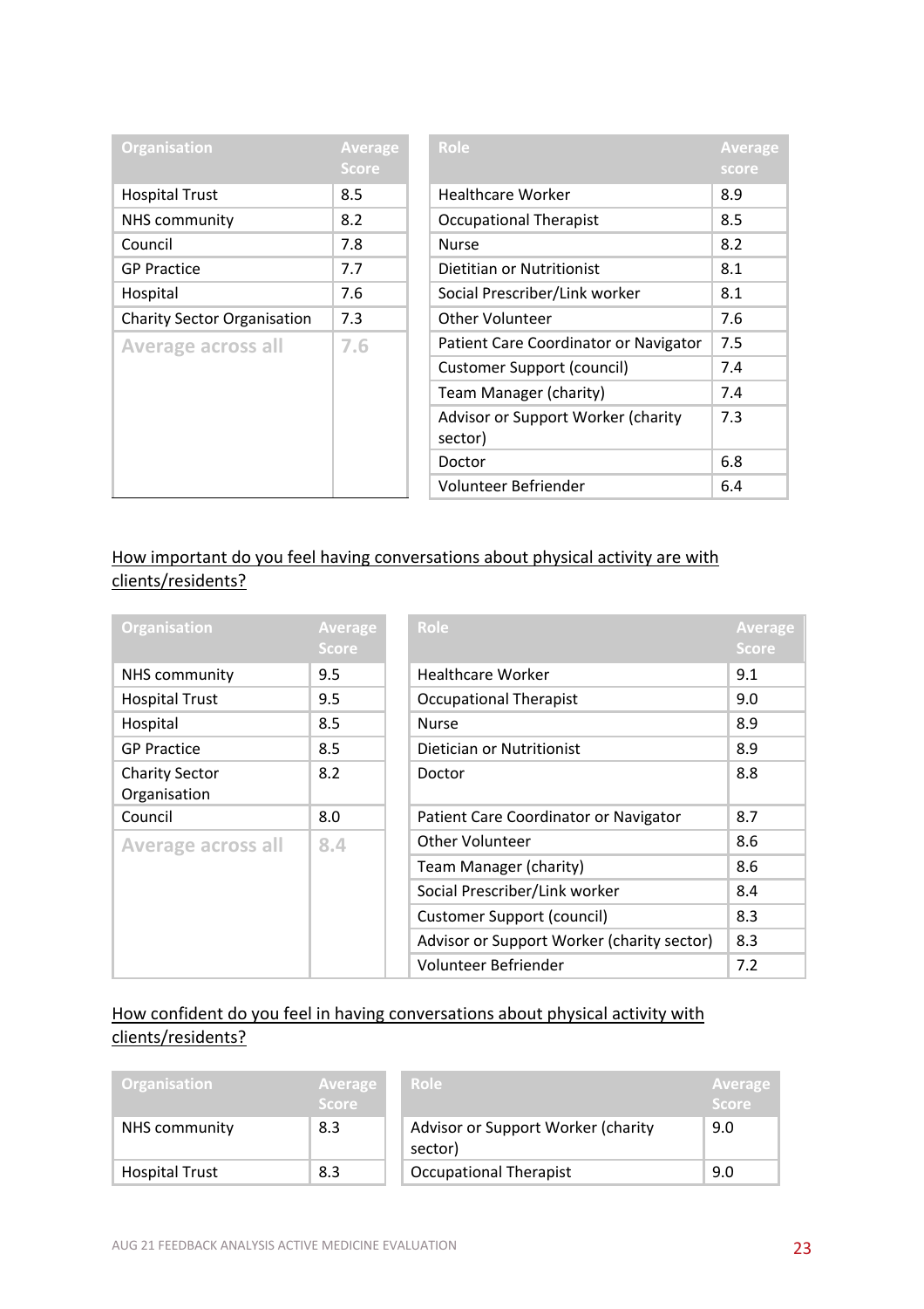| Organisation | Average Score |
| --- | --- |
| Hospital Trust | 8.5 |
| NHS community | 8.2 |
| Council | 7.8 |
| GP Practice | 7.7 |
| Hospital | 7.6 |
| Charity Sector Organisation | 7.3 |
| Average across all | 7.6 |

| Role | Average score |
| --- | --- |
| Healthcare Worker | 8.9 |
| Occupational Therapist | 8.5 |
| Nurse | 8.2 |
| Dietitian or Nutritionist | 8.1 |
| Social Prescriber/Link worker | 8.1 |
| Other Volunteer | 7.6 |
| Patient Care Coordinator or Navigator | 7.5 |
| Customer Support (council) | 7.4 |
| Team Manager (charity) | 7.4 |
| Advisor or Support Worker (charity sector) | 7.3 |
| Doctor | 6.8 |
| Volunteer Befriender | 6.4 |

How important do you feel having conversations about physical activity are with clients/residents?

| Organisation | Average Score |
| --- | --- |
| NHS community | 9.5 |
| Hospital Trust | 9.5 |
| Hospital | 8.5 |
| GP Practice | 8.5 |
| Charity Sector Organisation | 8.2 |
| Council | 8.0 |
| Average across all | 8.4 |

| Role | Average Score |
| --- | --- |
| Healthcare Worker | 9.1 |
| Occupational Therapist | 9.0 |
| Nurse | 8.9 |
| Dietician or Nutritionist | 8.9 |
| Doctor | 8.8 |
| Patient Care Coordinator or Navigator | 8.7 |
| Other Volunteer | 8.6 |
| Team Manager (charity) | 8.6 |
| Social Prescriber/Link worker | 8.4 |
| Customer Support (council) | 8.3 |
| Advisor or Support Worker (charity sector) | 8.3 |
| Volunteer Befriender | 7.2 |

How confident do you feel in having conversations about physical activity with clients/residents?

| Organisation | Average Score |
| --- | --- |
| NHS community | 8.3 |
| Hospital Trust | 8.3 |

| Role | Average Score |
| --- | --- |
| Advisor or Support Worker (charity sector) | 9.0 |
| Occupational Therapist | 9.0 |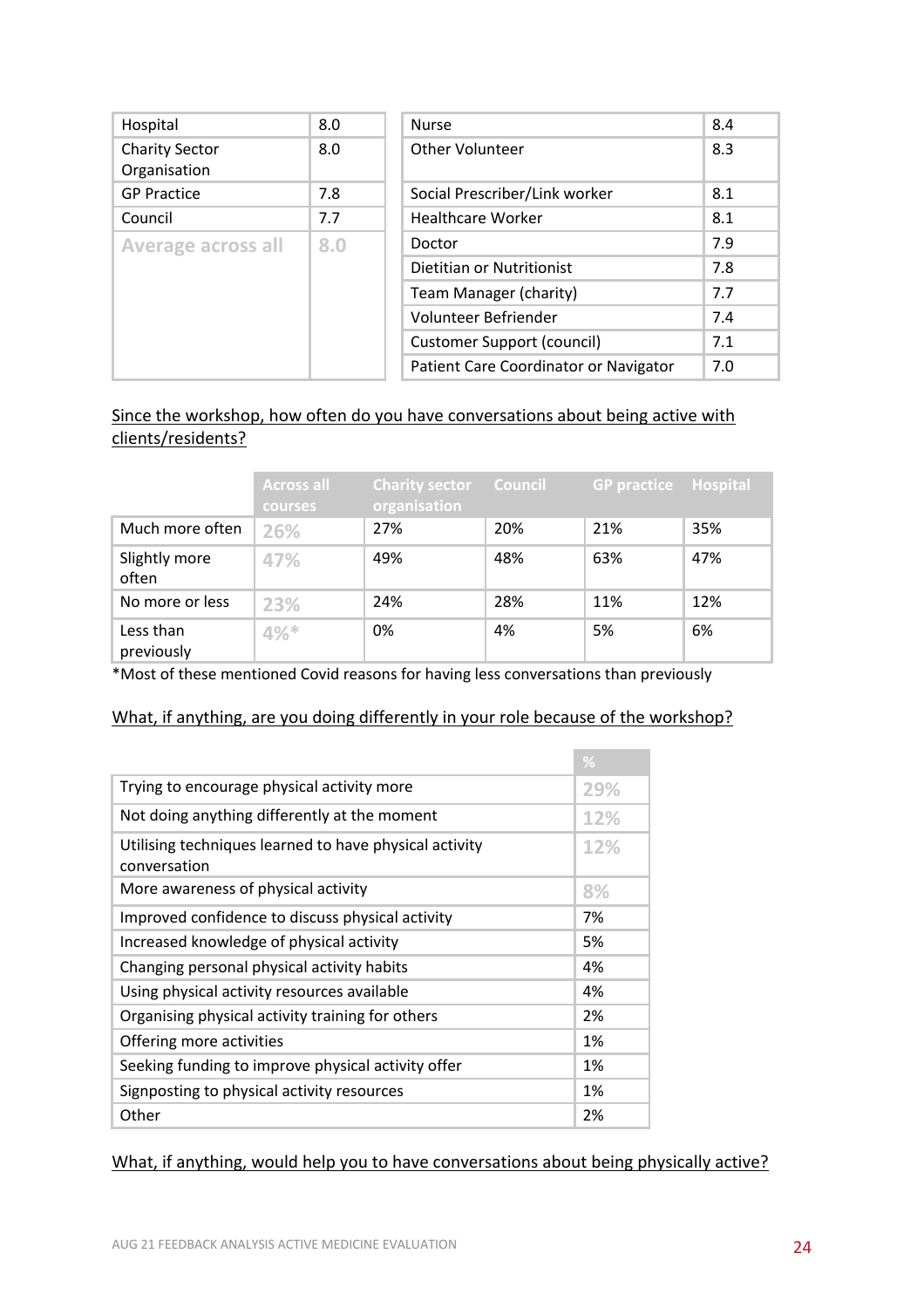| | |
|---|---|
| Hospital | 8.0 |
| Charity Sector Organisation | 8.0 |
| GP Practice | 7.8 |
| Council | 7.7 |
| Average across all | 8.0 |

| | |
|---|---|
| Nurse | 8.4 |
| Other Volunteer | 8.3 |
| Social Prescriber/Link worker | 8.1 |
| Healthcare Worker | 8.1 |
| Doctor | 7.9 |
| Dietitian or Nutritionist | 7.8 |
| Team Manager (charity) | 7.7 |
| Volunteer Befriender | 7.4 |
| Customer Support (council) | 7.1 |
| Patient Care Coordinator or Navigator | 7.0 |

<u>Since the workshop, how often do you have conversations about being active with clients/residents?</u>

| | Across all courses | Charity sector organisation | Council | GP practice | Hospital |
|---|---|---|---|---|---|
| Much more often | 26% | 27% | 20% | 21% | 35% |
| Slightly more often | 47% | 49% | 48% | 63% | 47% |
| No more or less | 23% | 24% | 28% | 11% | 12% |
| Less than previously | 4%* | 0% | 4% | 5% | 6% |

*Most of these mentioned Covid reasons for having less conversations than previously

<u>What, if anything, are you doing differently in your role because of the workshop?</u>

| | % |
|---|---|
| Trying to encourage physical activity more | 29% |
| Not doing anything differently at the moment | 12% |
| Utilising techniques learned to have physical activity conversation | 12% |
| More awareness of physical activity | 8% |
| Improved confidence to discuss physical activity | 7% |
| Increased knowledge of physical activity | 5% |
| Changing personal physical activity habits | 4% |
| Using physical activity resources available | 4% |
| Organising physical activity training for others | 2% |
| Offering more activities | 1% |
| Seeking funding to improve physical activity offer | 1% |
| Signposting to physical activity resources | 1% |
| Other | 2% |

<u>What, if anything, would help you to have conversations about being physically active?</u>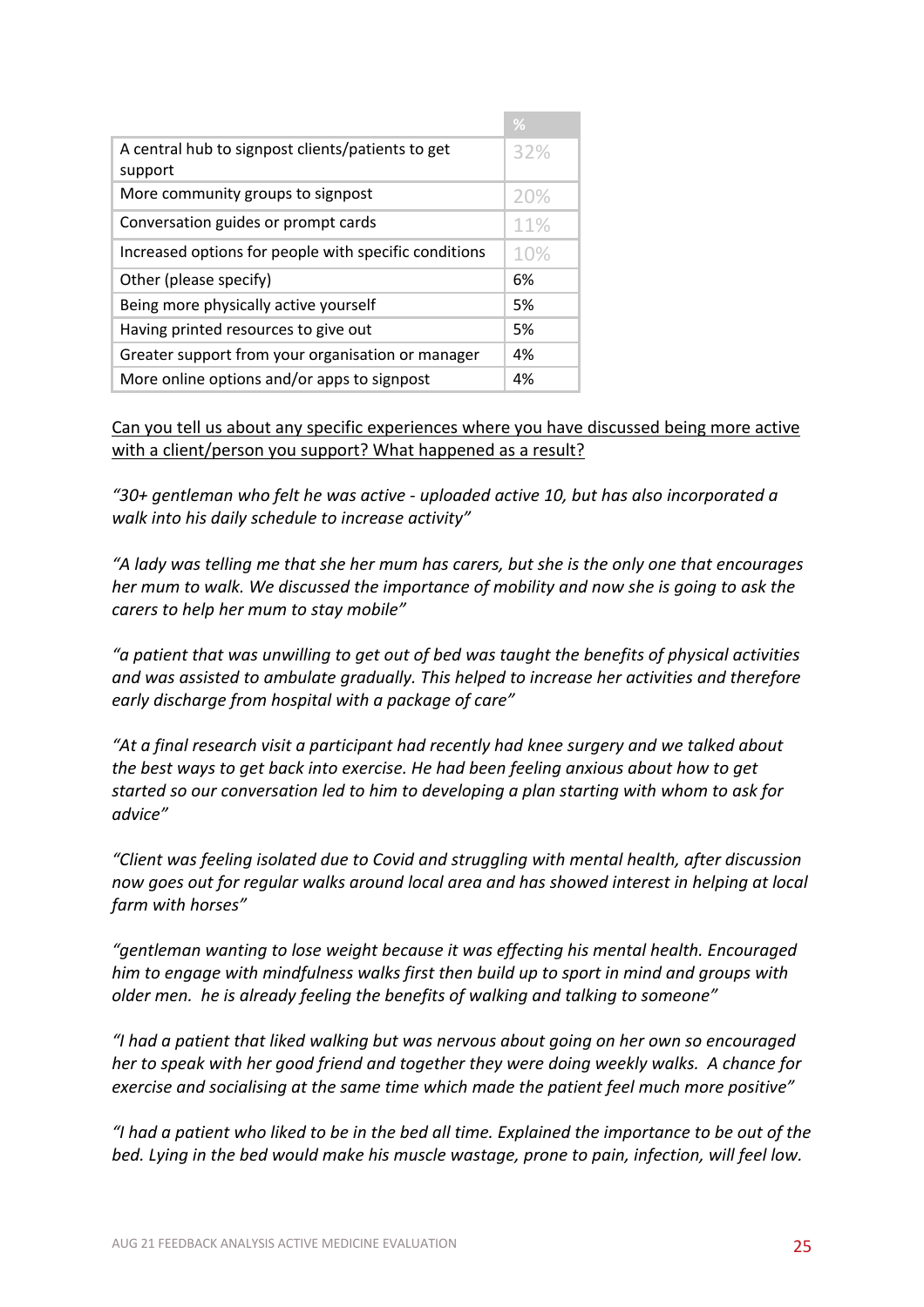| | % |
|---|---|
| A central hub to signpost clients/patients to get support | 32% |
| More community groups to signpost | 20% |
| Conversation guides or prompt cards | 11% |
| Increased options for people with specific conditions | 10% |
| Other (please specify) | 6% |
| Being more physically active yourself | 5% |
| Having printed resources to give out | 5% |
| Greater support from your organisation or manager | 4% |
| More online options and/or apps to signpost | 4% |

<u>Can you tell us about any specific experiences where you have discussed being more active with a client/person you support? What happened as a result?</u>

*"30+ gentleman who felt he was active - uploaded active 10, but has also incorporated a walk into his daily schedule to increase activity"*

*"A lady was telling me that she her mum has carers, but she is the only one that encourages her mum to walk. We discussed the importance of mobility and now she is going to ask the carers to help her mum to stay mobile"*

*"a patient that was unwilling to get out of bed was taught the benefits of physical activities and was assisted to ambulate gradually. This helped to increase her activities and therefore early discharge from hospital with a package of care"*

*"At a final research visit a participant had recently had knee surgery and we talked about the best ways to get back into exercise. He had been feeling anxious about how to get started so our conversation led to him to developing a plan starting with whom to ask for advice"*

*"Client was feeling isolated due to Covid and struggling with mental health, after discussion now goes out for regular walks around local area and has showed interest in helping at local farm with horses"*

*"gentleman wanting to lose weight because it was effecting his mental health. Encouraged him to engage with mindfulness walks first then build up to sport in mind and groups with older men. he is already feeling the benefits of walking and talking to someone"*

*"I had a patient that liked walking but was nervous about going on her own so encouraged her to speak with her good friend and together they were doing weekly walks. A chance for exercise and socialising at the same time which made the patient feel much more positive"*

*"I had a patient who liked to be in the bed all time. Explained the importance to be out of the bed. Lying in the bed would make his muscle wastage, prone to pain, infection, will feel low.*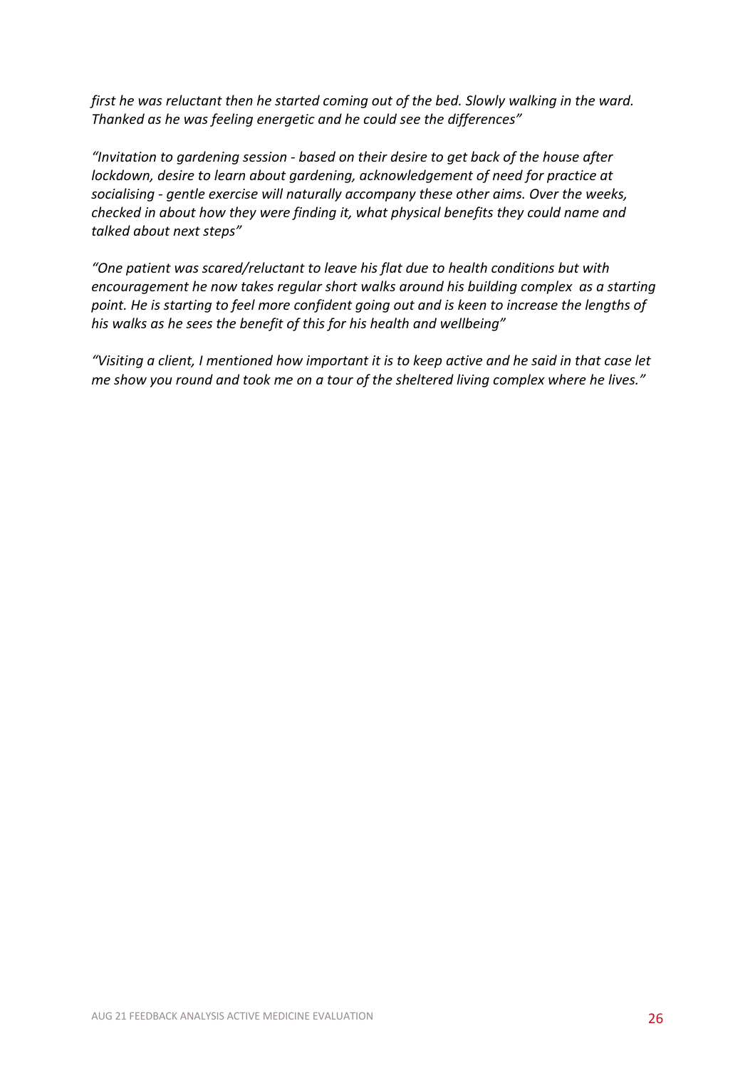*first he was reluctant then he started coming out of the bed. Slowly walking in the ward. Thanked as he was feeling energetic and he could see the differences"*

*"Invitation to gardening session - based on their desire to get back of the house after lockdown, desire to learn about gardening, acknowledgement of need for practice at socialising - gentle exercise will naturally accompany these other aims. Over the weeks, checked in about how they were finding it, what physical benefits they could name and talked about next steps"*

*"One patient was scared/reluctant to leave his flat due to health conditions but with encouragement he now takes regular short walks around his building complex as a starting point. He is starting to feel more confident going out and is keen to increase the lengths of his walks as he sees the benefit of this for his health and wellbeing"*

*"Visiting a client, I mentioned how important it is to keep active and he said in that case let me show you round and took me on a tour of the sheltered living complex where he lives."*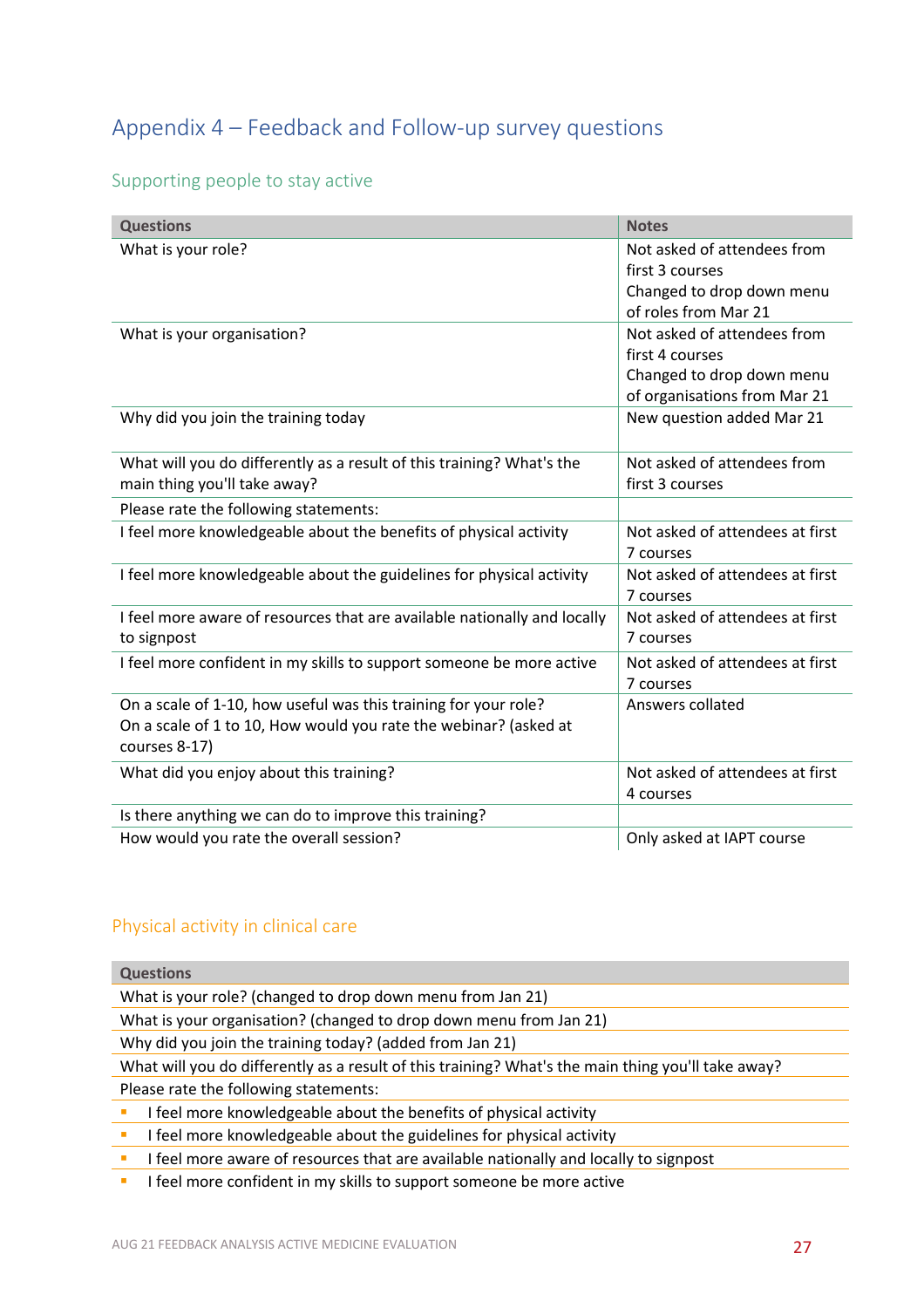# Appendix 4 – Feedback and Follow-up survey questions

## Supporting people to stay active

| Questions | Notes |
|---|---|
| What is your role? | Not asked of attendees from first 3 courses<br>Changed to drop down menu of roles from Mar 21 |
| What is your organisation? | Not asked of attendees from first 4 courses<br>Changed to drop down menu of organisations from Mar 21 |
| Why did you join the training today | New question added Mar 21 |
| What will you do differently as a result of this training? What's the main thing you'll take away? | Not asked of attendees from first 3 courses |
| Please rate the following statements: | |
| I feel more knowledgeable about the benefits of physical activity | Not asked of attendees at first 7 courses |
| I feel more knowledgeable about the guidelines for physical activity | Not asked of attendees at first 7 courses |
| I feel more aware of resources that are available nationally and locally to signpost | Not asked of attendees at first 7 courses |
| I feel more confident in my skills to support someone be more active | Not asked of attendees at first 7 courses |
| On a scale of 1-10, how useful was this training for your role?<br>On a scale of 1 to 10, How would you rate the webinar? (asked at courses 8-17) | Answers collated |
| What did you enjoy about this training? | Not asked of attendees at first 4 courses |
| Is there anything we can do to improve this training? | |
| How would you rate the overall session? | Only asked at IAPT course |

## Physical activity in clinical care

| Questions |
|---|
| What is your role? (changed to drop down menu from Jan 21) |
| What is your organisation? (changed to drop down menu from Jan 21) |
| Why did you join the training today? (added from Jan 21) |
| What will you do differently as a result of this training? What's the main thing you'll take away? |
| Please rate the following statements: |
| ▪ I feel more knowledgeable about the benefits of physical activity |
| ▪ I feel more knowledgeable about the guidelines for physical activity |
| ▪ I feel more aware of resources that are available nationally and locally to signpost |
| ▪ I feel more confident in my skills to support someone be more active |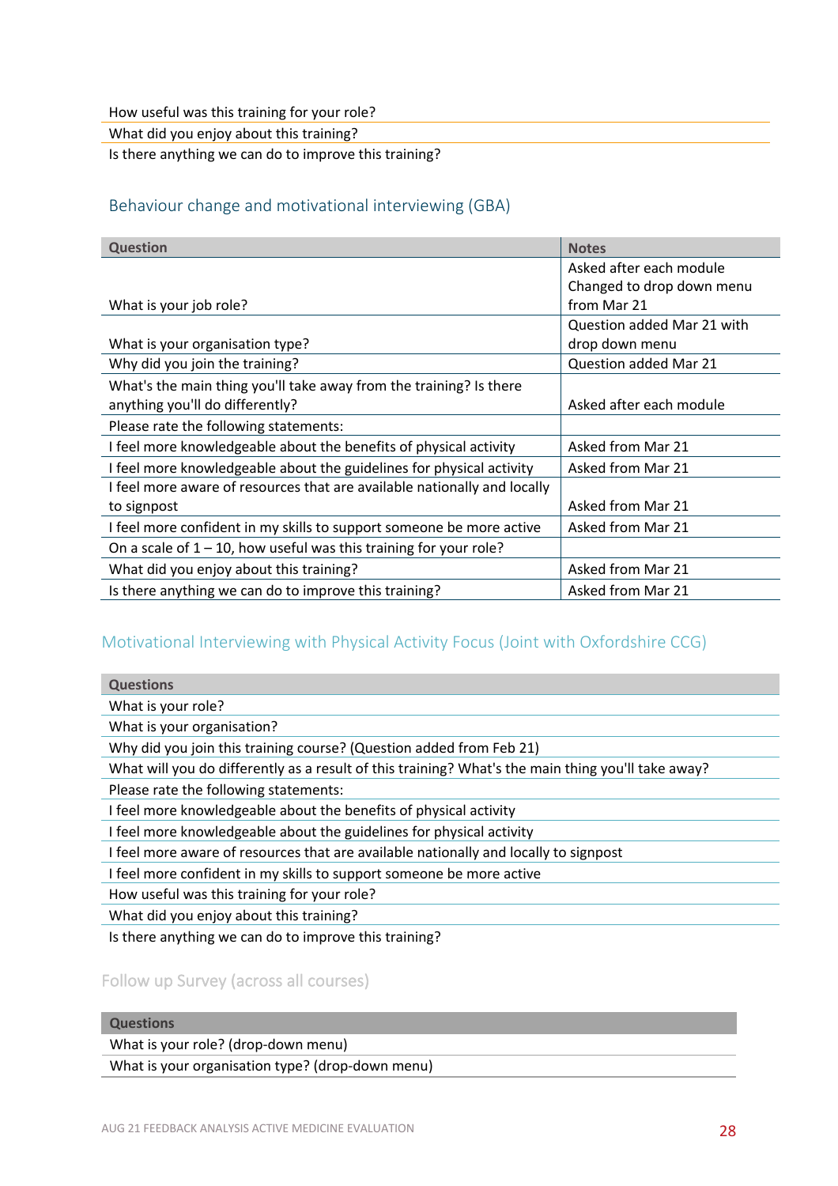| How useful was this training for your role? |
|---|
| What did you enjoy about this training? |
| Is there anything we can do to improve this training? |

## Behaviour change and motivational interviewing (GBA)

| Question | Notes |
|---|---|
| What is your job role? | Asked after each module Changed to drop down menu from Mar 21 |
| What is your organisation type? | Question added Mar 21 with drop down menu |
| Why did you join the training? | Question added Mar 21 |
| What's the main thing you'll take away from the training? Is there anything you'll do differently? | Asked after each module |
| Please rate the following statements: | |
| I feel more knowledgeable about the benefits of physical activity | Asked from Mar 21 |
| I feel more knowledgeable about the guidelines for physical activity | Asked from Mar 21 |
| I feel more aware of resources that are available nationally and locally to signpost | Asked from Mar 21 |
| I feel more confident in my skills to support someone be more active | Asked from Mar 21 |
| On a scale of 1 – 10, how useful was this training for your role? | |
| What did you enjoy about this training? | Asked from Mar 21 |
| Is there anything we can do to improve this training? | Asked from Mar 21 |

## Motivational Interviewing with Physical Activity Focus (Joint with Oxfordshire CCG)

| Questions |
|---|
| What is your role? |
| What is your organisation? |
| Why did you join this training course? (Question added from Feb 21) |
| What will you do differently as a result of this training? What's the main thing you'll take away? |
| Please rate the following statements: |
| I feel more knowledgeable about the benefits of physical activity |
| I feel more knowledgeable about the guidelines for physical activity |
| I feel more aware of resources that are available nationally and locally to signpost |
| I feel more confident in my skills to support someone be more active |
| How useful was this training for your role? |
| What did you enjoy about this training? |
| Is there anything we can do to improve this training? |

## Follow up Survey (across all courses)

| Questions |
|---|
| What is your role? (drop-down menu) |
| What is your organisation type? (drop-down menu) |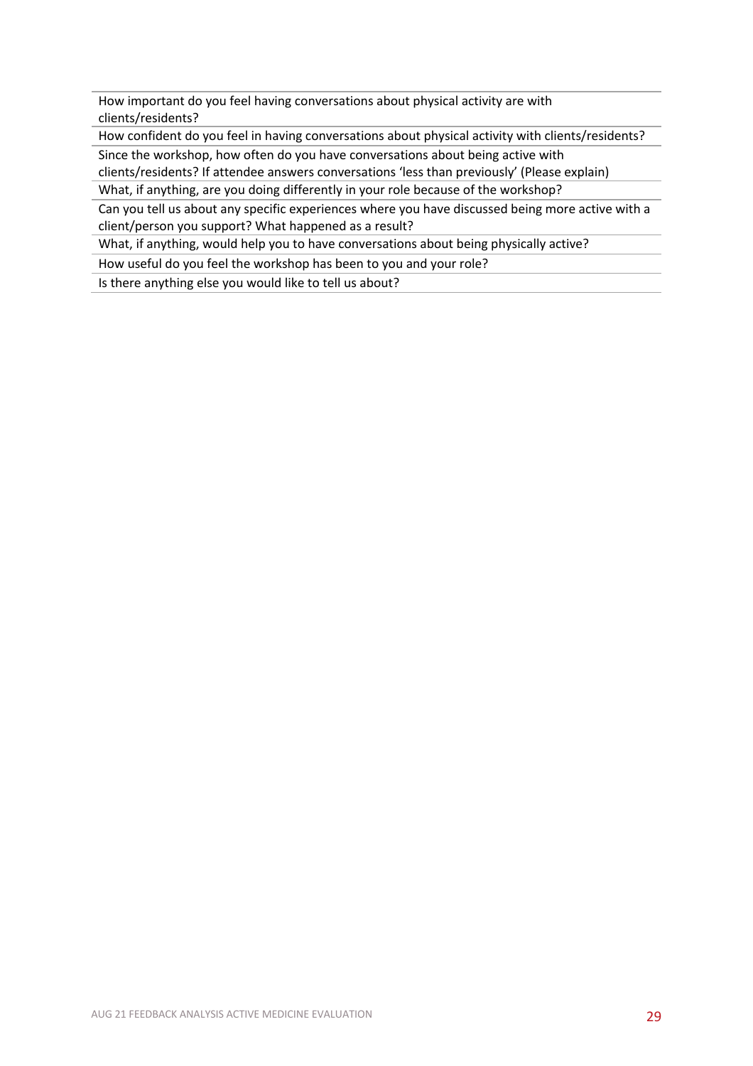| |
|---|
| How important do you feel having conversations about physical activity are with clients/residents? |
| How confident do you feel in having conversations about physical activity with clients/residents? |
| Since the workshop, how often do you have conversations about being active with clients/residents? If attendee answers conversations 'less than previously' (Please explain) |
| What, if anything, are you doing differently in your role because of the workshop? |
| Can you tell us about any specific experiences where you have discussed being more active with a client/person you support? What happened as a result? |
| What, if anything, would help you to have conversations about being physically active? |
| How useful do you feel the workshop has been to you and your role? |
| Is there anything else you would like to tell us about? |